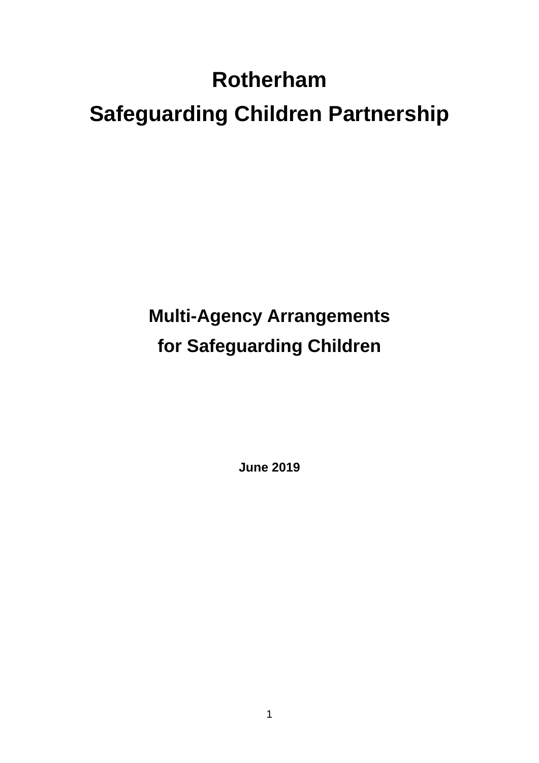# Rotherham
# Safeguarding Children Partnership

## Multi-Agency Arrangements
## for Safeguarding Children

**June 2019**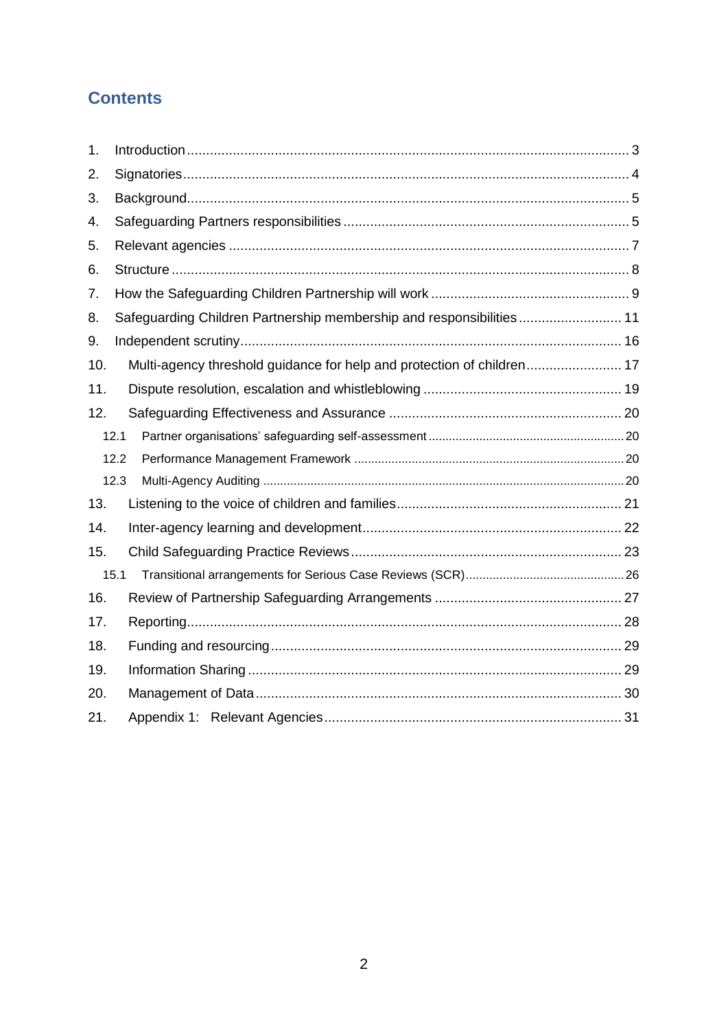## Contents

1. Introduction ..... 3
2. Signatories ..... 4
3. Background ..... 5
4. Safeguarding Partners responsibilities ..... 5
5. Relevant agencies ..... 7
6. Structure ..... 8
7. How the Safeguarding Children Partnership will work ..... 9
8. Safeguarding Children Partnership membership and responsibilities ..... 11
9. Independent scrutiny ..... 16
10. Multi-agency threshold guidance for help and protection of children ..... 17
11. Dispute resolution, escalation and whistleblowing ..... 19
12. Safeguarding Effectiveness and Assurance ..... 20
    - 12.1 Partner organisations' safeguarding self-assessment ..... 20
    - 12.2 Performance Management Framework ..... 20
    - 12.3 Multi-Agency Auditing ..... 20
13. Listening to the voice of children and families ..... 21
14. Inter-agency learning and development ..... 22
15. Child Safeguarding Practice Reviews ..... 23
    - 15.1 Transitional arrangements for Serious Case Reviews (SCR) ..... 26
16. Review of Partnership Safeguarding Arrangements ..... 27
17. Reporting ..... 28
18. Funding and resourcing ..... 29
19. Information Sharing ..... 29
20. Management of Data ..... 30
21. Appendix 1: Relevant Agencies ..... 31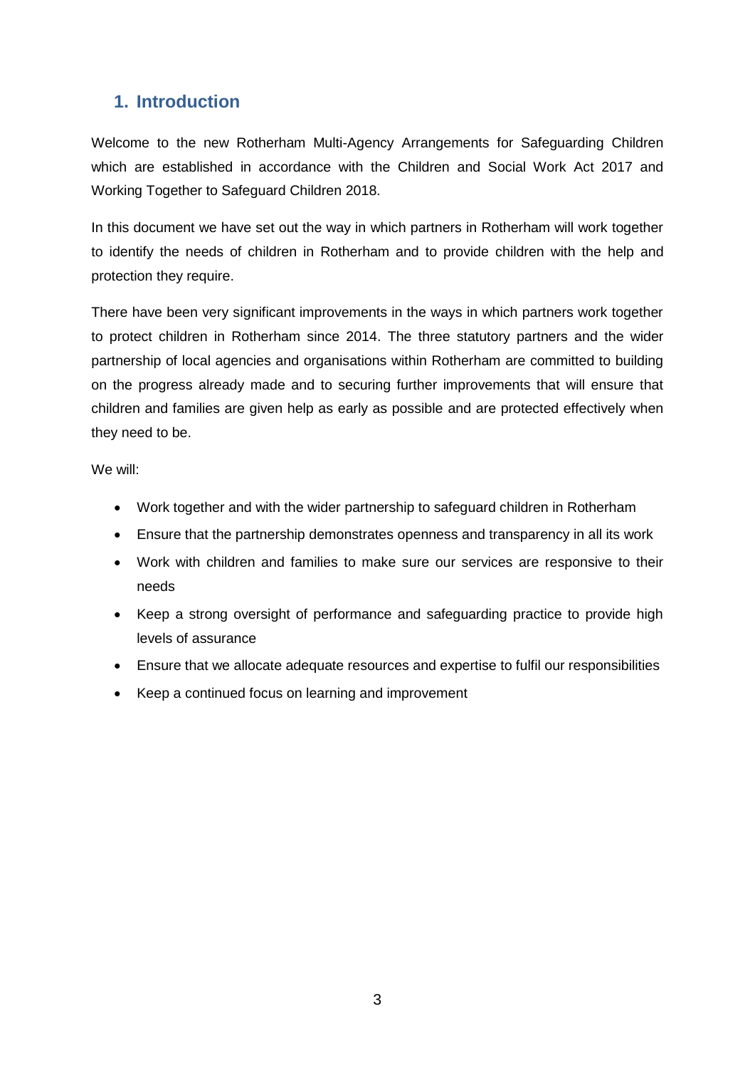## 1. Introduction

Welcome to the new Rotherham Multi-Agency Arrangements for Safeguarding Children which are established in accordance with the Children and Social Work Act 2017 and Working Together to Safeguard Children 2018.

In this document we have set out the way in which partners in Rotherham will work together to identify the needs of children in Rotherham and to provide children with the help and protection they require.

There have been very significant improvements in the ways in which partners work together to protect children in Rotherham since 2014. The three statutory partners and the wider partnership of local agencies and organisations within Rotherham are committed to building on the progress already made and to securing further improvements that will ensure that children and families are given help as early as possible and are protected effectively when they need to be.

We will:

- Work together and with the wider partnership to safeguard children in Rotherham
- Ensure that the partnership demonstrates openness and transparency in all its work
- Work with children and families to make sure our services are responsive to their needs
- Keep a strong oversight of performance and safeguarding practice to provide high levels of assurance
- Ensure that we allocate adequate resources and expertise to fulfil our responsibilities
- Keep a continued focus on learning and improvement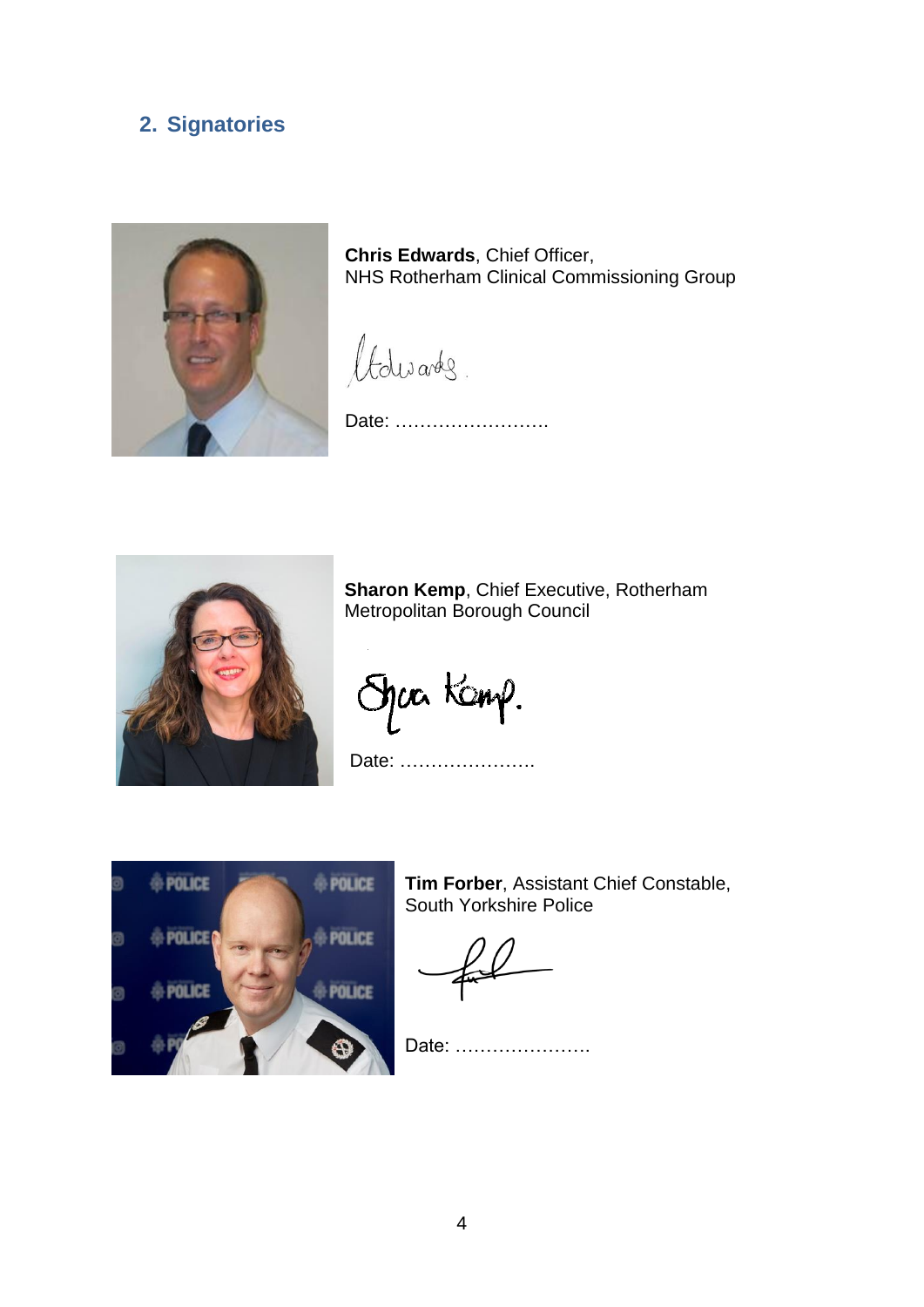## 2. Signatories

**Chris Edwards**, Chief Officer,
NHS Rotherham Clinical Commissioning Group

Date: …………………….

**Sharon Kemp**, Chief Executive, Rotherham Metropolitan Borough Council

Date: ………………….

**Tim Forber**, Assistant Chief Constable, South Yorkshire Police

Date: ………………….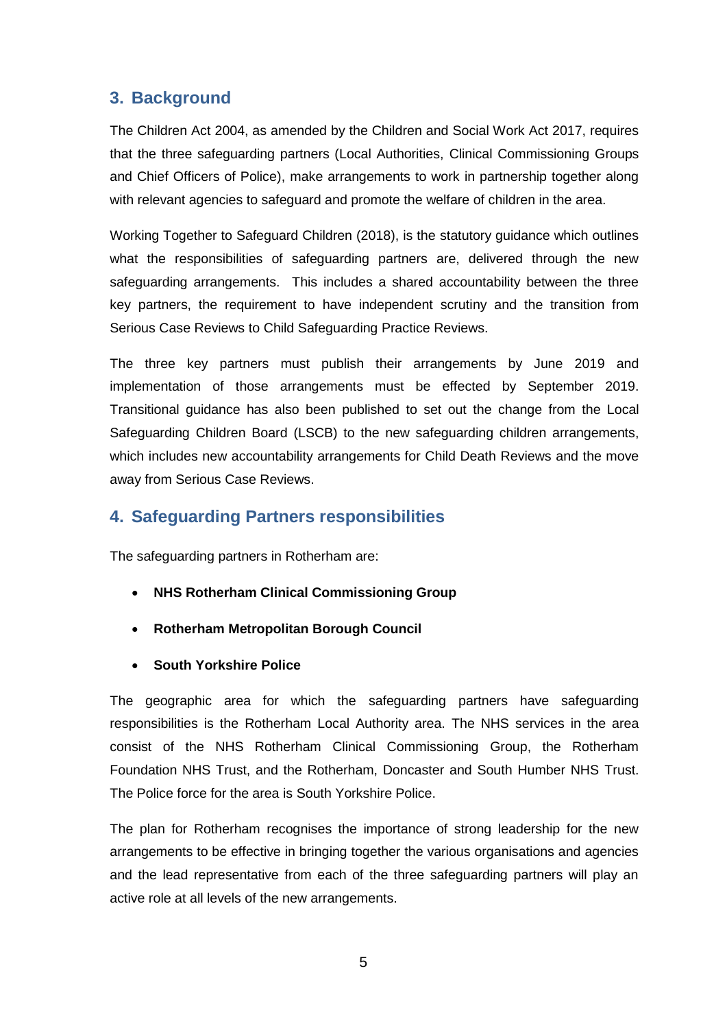## 3. Background

The Children Act 2004, as amended by the Children and Social Work Act 2017, requires that the three safeguarding partners (Local Authorities, Clinical Commissioning Groups and Chief Officers of Police), make arrangements to work in partnership together along with relevant agencies to safeguard and promote the welfare of children in the area.

Working Together to Safeguard Children (2018), is the statutory guidance which outlines what the responsibilities of safeguarding partners are, delivered through the new safeguarding arrangements. This includes a shared accountability between the three key partners, the requirement to have independent scrutiny and the transition from Serious Case Reviews to Child Safeguarding Practice Reviews.

The three key partners must publish their arrangements by June 2019 and implementation of those arrangements must be effected by September 2019. Transitional guidance has also been published to set out the change from the Local Safeguarding Children Board (LSCB) to the new safeguarding children arrangements, which includes new accountability arrangements for Child Death Reviews and the move away from Serious Case Reviews.

## 4. Safeguarding Partners responsibilities

The safeguarding partners in Rotherham are:

- **NHS Rotherham Clinical Commissioning Group**
- **Rotherham Metropolitan Borough Council**
- **South Yorkshire Police**

The geographic area for which the safeguarding partners have safeguarding responsibilities is the Rotherham Local Authority area. The NHS services in the area consist of the NHS Rotherham Clinical Commissioning Group, the Rotherham Foundation NHS Trust, and the Rotherham, Doncaster and South Humber NHS Trust. The Police force for the area is South Yorkshire Police.

The plan for Rotherham recognises the importance of strong leadership for the new arrangements to be effective in bringing together the various organisations and agencies and the lead representative from each of the three safeguarding partners will play an active role at all levels of the new arrangements.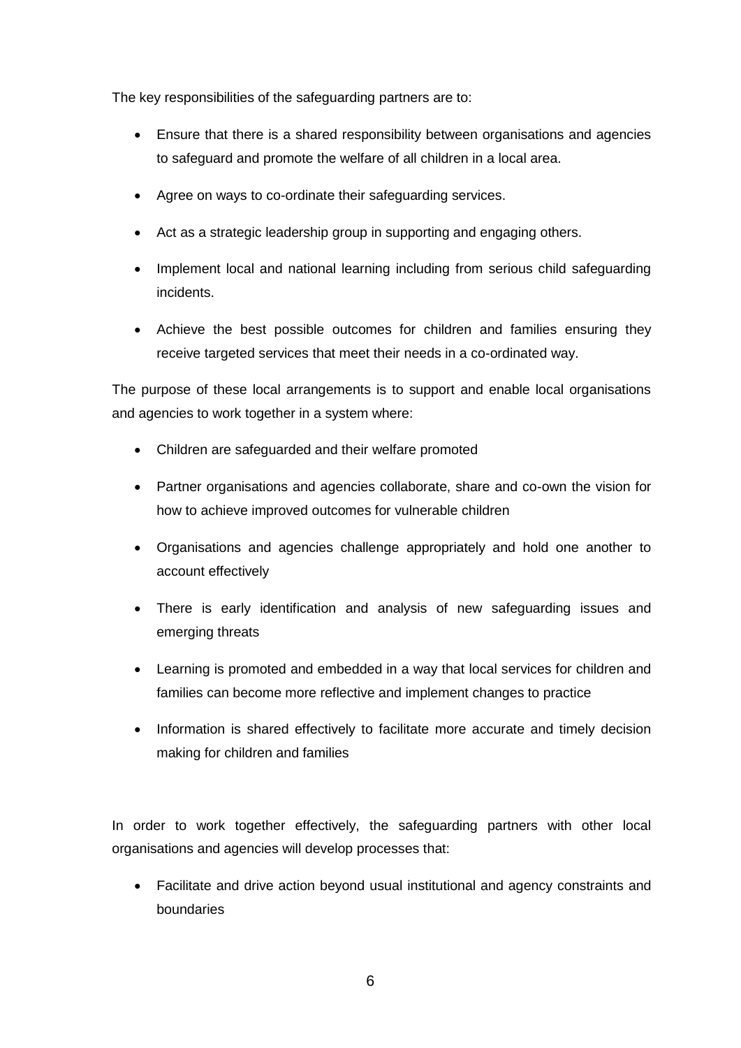The key responsibilities of the safeguarding partners are to:

- Ensure that there is a shared responsibility between organisations and agencies to safeguard and promote the welfare of all children in a local area.
- Agree on ways to co-ordinate their safeguarding services.
- Act as a strategic leadership group in supporting and engaging others.
- Implement local and national learning including from serious child safeguarding incidents.
- Achieve the best possible outcomes for children and families ensuring they receive targeted services that meet their needs in a co-ordinated way.

The purpose of these local arrangements is to support and enable local organisations and agencies to work together in a system where:

- Children are safeguarded and their welfare promoted
- Partner organisations and agencies collaborate, share and co-own the vision for how to achieve improved outcomes for vulnerable children
- Organisations and agencies challenge appropriately and hold one another to account effectively
- There is early identification and analysis of new safeguarding issues and emerging threats
- Learning is promoted and embedded in a way that local services for children and families can become more reflective and implement changes to practice
- Information is shared effectively to facilitate more accurate and timely decision making for children and families

In order to work together effectively, the safeguarding partners with other local organisations and agencies will develop processes that:

- Facilitate and drive action beyond usual institutional and agency constraints and boundaries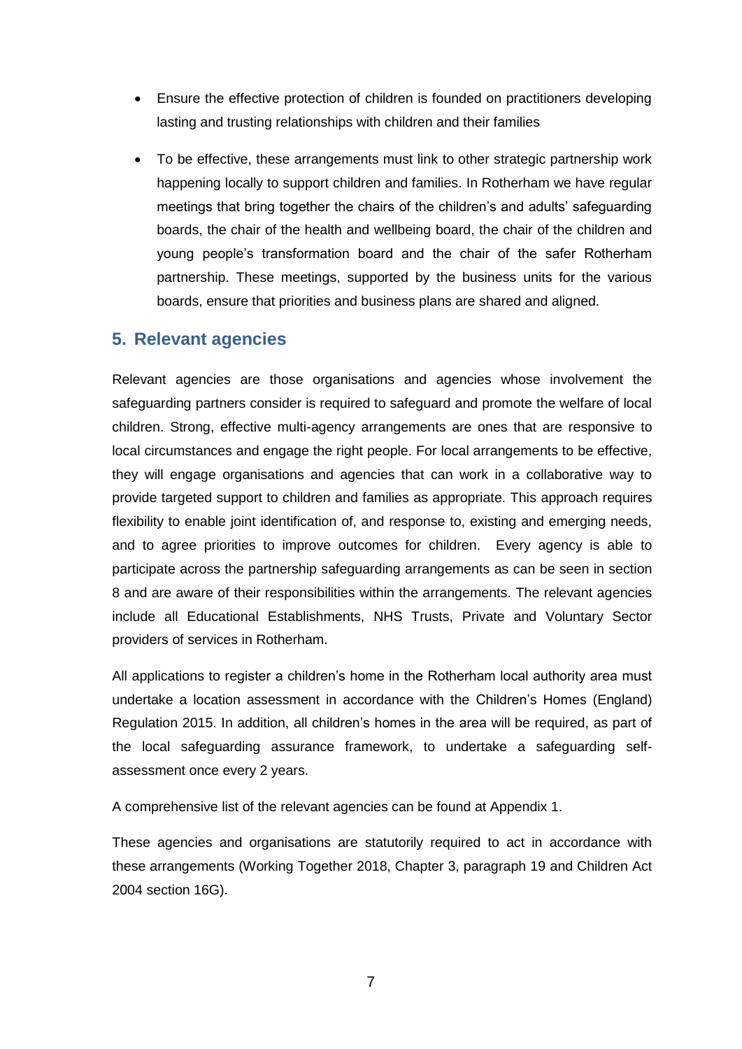- Ensure the effective protection of children is founded on practitioners developing lasting and trusting relationships with children and their families
- To be effective, these arrangements must link to other strategic partnership work happening locally to support children and families. In Rotherham we have regular meetings that bring together the chairs of the children's and adults' safeguarding boards, the chair of the health and wellbeing board, the chair of the children and young people's transformation board and the chair of the safer Rotherham partnership. These meetings, supported by the business units for the various boards, ensure that priorities and business plans are shared and aligned.

## 5. Relevant agencies

Relevant agencies are those organisations and agencies whose involvement the safeguarding partners consider is required to safeguard and promote the welfare of local children. Strong, effective multi-agency arrangements are ones that are responsive to local circumstances and engage the right people. For local arrangements to be effective, they will engage organisations and agencies that can work in a collaborative way to provide targeted support to children and families as appropriate. This approach requires flexibility to enable joint identification of, and response to, existing and emerging needs, and to agree priorities to improve outcomes for children. Every agency is able to participate across the partnership safeguarding arrangements as can be seen in section 8 and are aware of their responsibilities within the arrangements. The relevant agencies include all Educational Establishments, NHS Trusts, Private and Voluntary Sector providers of services in Rotherham.

All applications to register a children's home in the Rotherham local authority area must undertake a location assessment in accordance with the Children's Homes (England) Regulation 2015. In addition, all children's homes in the area will be required, as part of the local safeguarding assurance framework, to undertake a safeguarding self-assessment once every 2 years.

A comprehensive list of the relevant agencies can be found at Appendix 1.

These agencies and organisations are statutorily required to act in accordance with these arrangements (Working Together 2018, Chapter 3, paragraph 19 and Children Act 2004 section 16G).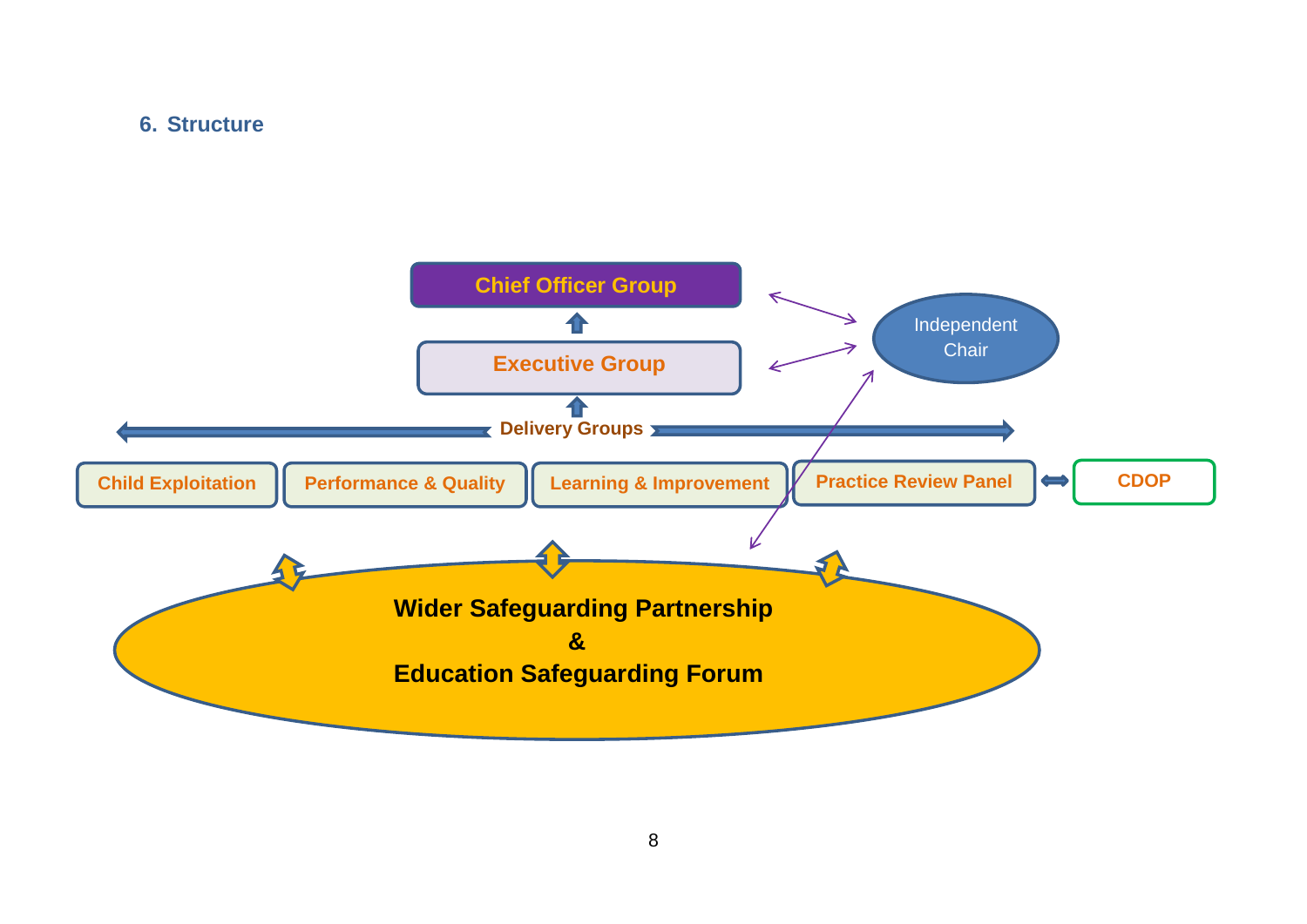## 6. Structure

Chief Officer Group

Executive Group

Independent Chair

Delivery Groups

Child Exploitation

Performance & Quality

Learning & Improvement

Practice Review Panel

CDOP

Wider Safeguarding Partnership
&
Education Safeguarding Forum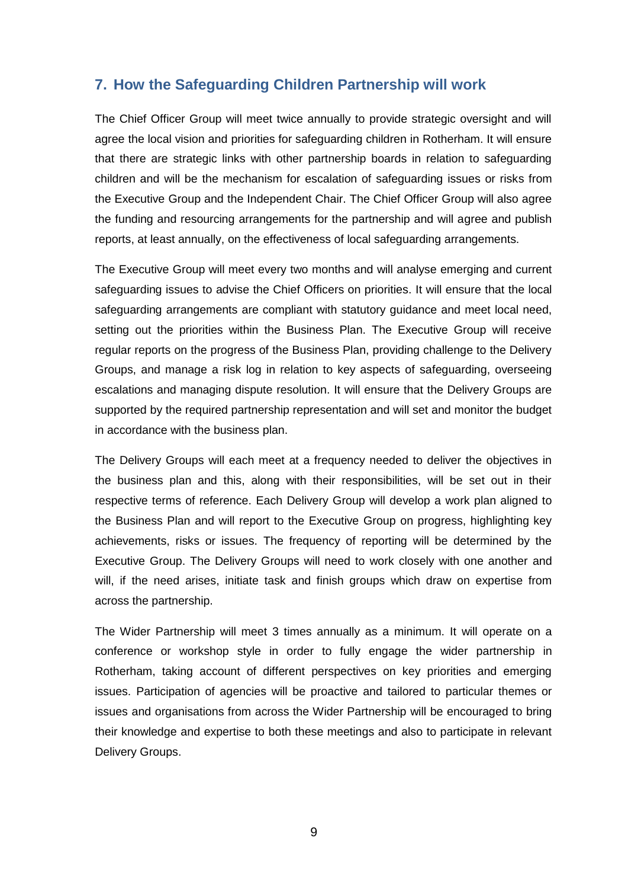## 7. How the Safeguarding Children Partnership will work

The Chief Officer Group will meet twice annually to provide strategic oversight and will agree the local vision and priorities for safeguarding children in Rotherham. It will ensure that there are strategic links with other partnership boards in relation to safeguarding children and will be the mechanism for escalation of safeguarding issues or risks from the Executive Group and the Independent Chair. The Chief Officer Group will also agree the funding and resourcing arrangements for the partnership and will agree and publish reports, at least annually, on the effectiveness of local safeguarding arrangements.

The Executive Group will meet every two months and will analyse emerging and current safeguarding issues to advise the Chief Officers on priorities. It will ensure that the local safeguarding arrangements are compliant with statutory guidance and meet local need, setting out the priorities within the Business Plan. The Executive Group will receive regular reports on the progress of the Business Plan, providing challenge to the Delivery Groups, and manage a risk log in relation to key aspects of safeguarding, overseeing escalations and managing dispute resolution. It will ensure that the Delivery Groups are supported by the required partnership representation and will set and monitor the budget in accordance with the business plan.

The Delivery Groups will each meet at a frequency needed to deliver the objectives in the business plan and this, along with their responsibilities, will be set out in their respective terms of reference. Each Delivery Group will develop a work plan aligned to the Business Plan and will report to the Executive Group on progress, highlighting key achievements, risks or issues. The frequency of reporting will be determined by the Executive Group. The Delivery Groups will need to work closely with one another and will, if the need arises, initiate task and finish groups which draw on expertise from across the partnership.

The Wider Partnership will meet 3 times annually as a minimum. It will operate on a conference or workshop style in order to fully engage the wider partnership in Rotherham, taking account of different perspectives on key priorities and emerging issues. Participation of agencies will be proactive and tailored to particular themes or issues and organisations from across the Wider Partnership will be encouraged to bring their knowledge and expertise to both these meetings and also to participate in relevant Delivery Groups.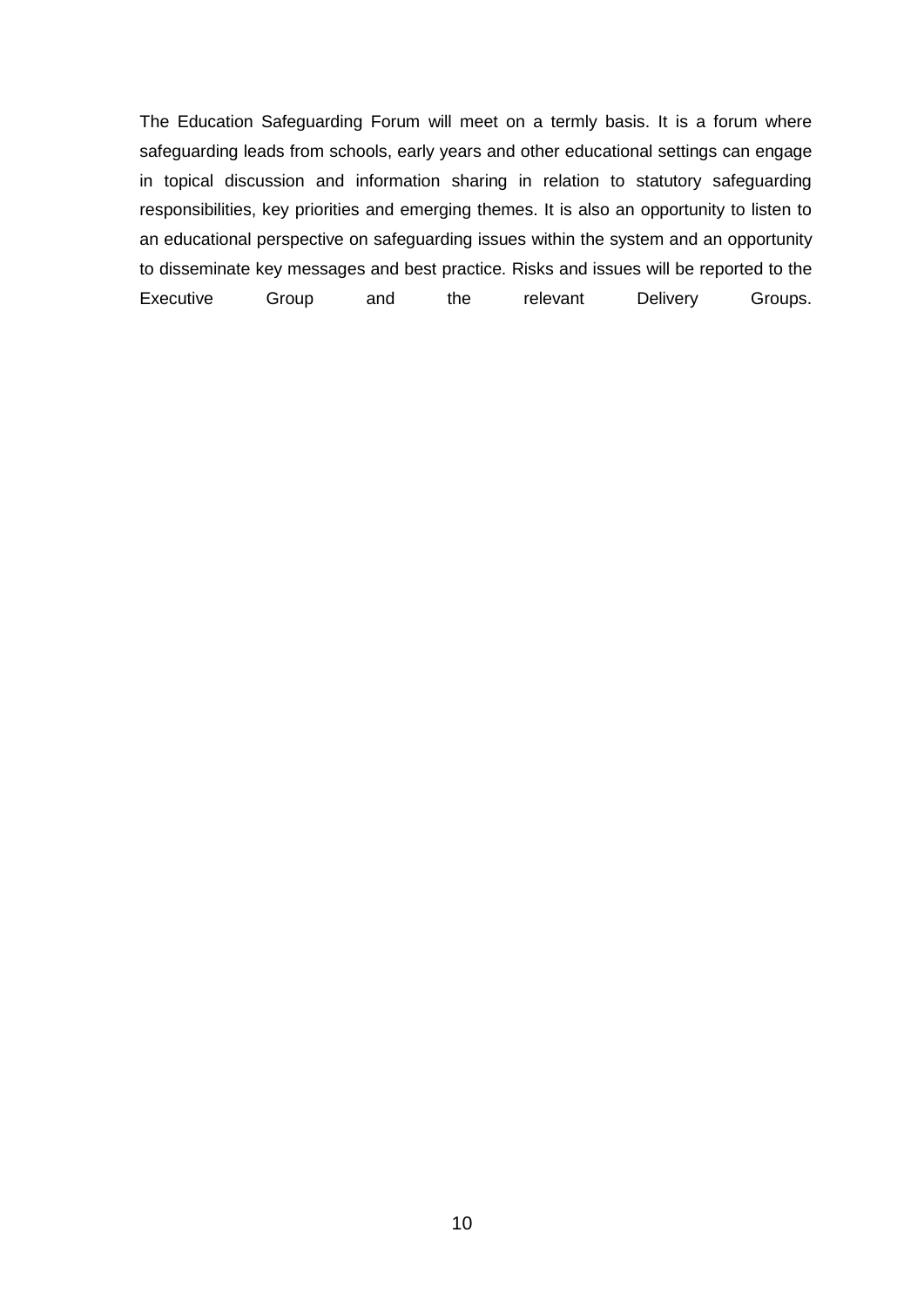The Education Safeguarding Forum will meet on a termly basis. It is a forum where safeguarding leads from schools, early years and other educational settings can engage in topical discussion and information sharing in relation to statutory safeguarding responsibilities, key priorities and emerging themes. It is also an opportunity to listen to an educational perspective on safeguarding issues within the system and an opportunity to disseminate key messages and best practice. Risks and issues will be reported to the Executive Group and the relevant Delivery Groups.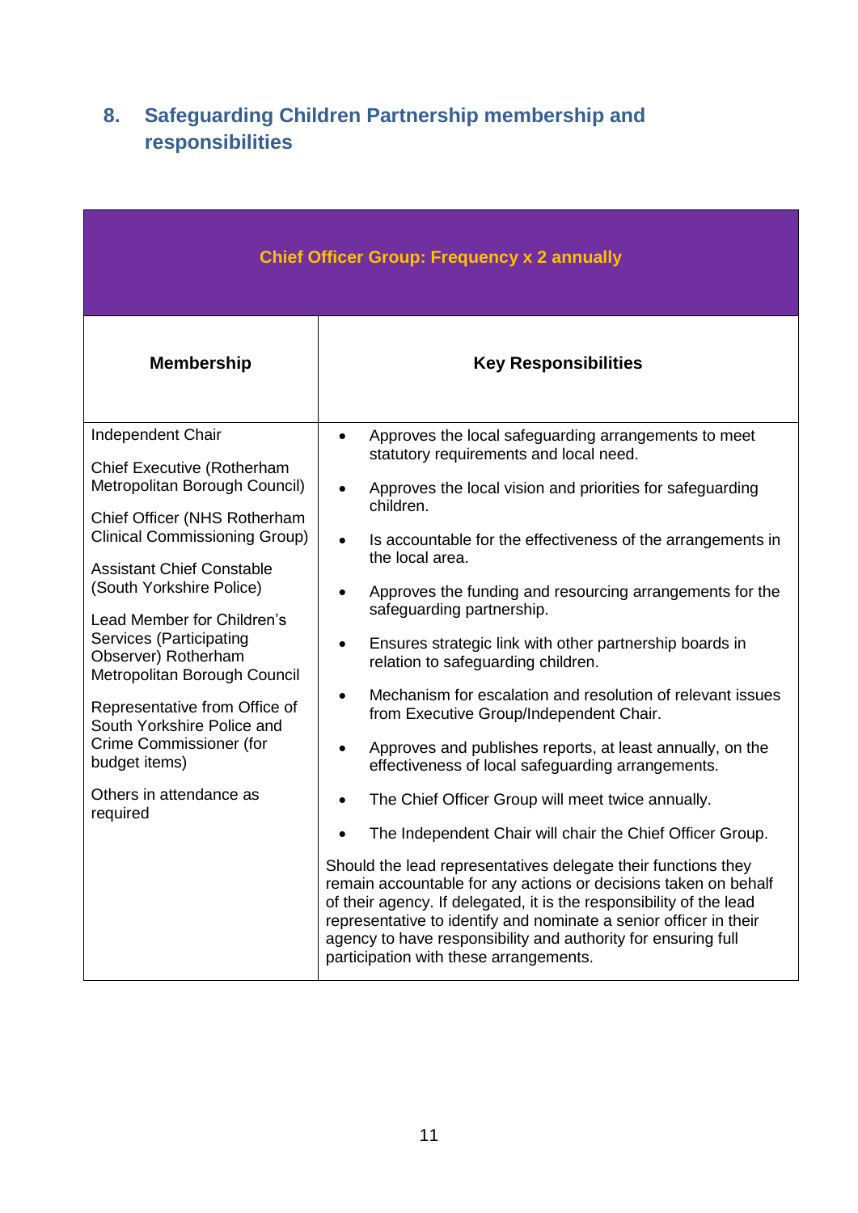## 8. Safeguarding Children Partnership membership and responsibilities

| Chief Officer Group: Frequency x 2 annually | |
|---|---|
| **Membership** | **Key Responsibilities** |
| Independent Chair<br><br>Chief Executive (Rotherham Metropolitan Borough Council)<br><br>Chief Officer (NHS Rotherham Clinical Commissioning Group)<br><br>Assistant Chief Constable (South Yorkshire Police)<br><br>Lead Member for Children's Services (Participating Observer) Rotherham Metropolitan Borough Council<br><br>Representative from Office of South Yorkshire Police and Crime Commissioner (for budget items)<br><br>Others in attendance as required | • Approves the local safeguarding arrangements to meet statutory requirements and local need.<br>• Approves the local vision and priorities for safeguarding children.<br>• Is accountable for the effectiveness of the arrangements in the local area.<br>• Approves the funding and resourcing arrangements for the safeguarding partnership.<br>• Ensures strategic link with other partnership boards in relation to safeguarding children.<br>• Mechanism for escalation and resolution of relevant issues from Executive Group/Independent Chair.<br>• Approves and publishes reports, at least annually, on the effectiveness of local safeguarding arrangements.<br>• The Chief Officer Group will meet twice annually.<br>• The Independent Chair will chair the Chief Officer Group.<br><br>Should the lead representatives delegate their functions they remain accountable for any actions or decisions taken on behalf of their agency. If delegated, it is the responsibility of the lead representative to identify and nominate a senior officer in their agency to have responsibility and authority for ensuring full participation with these arrangements. |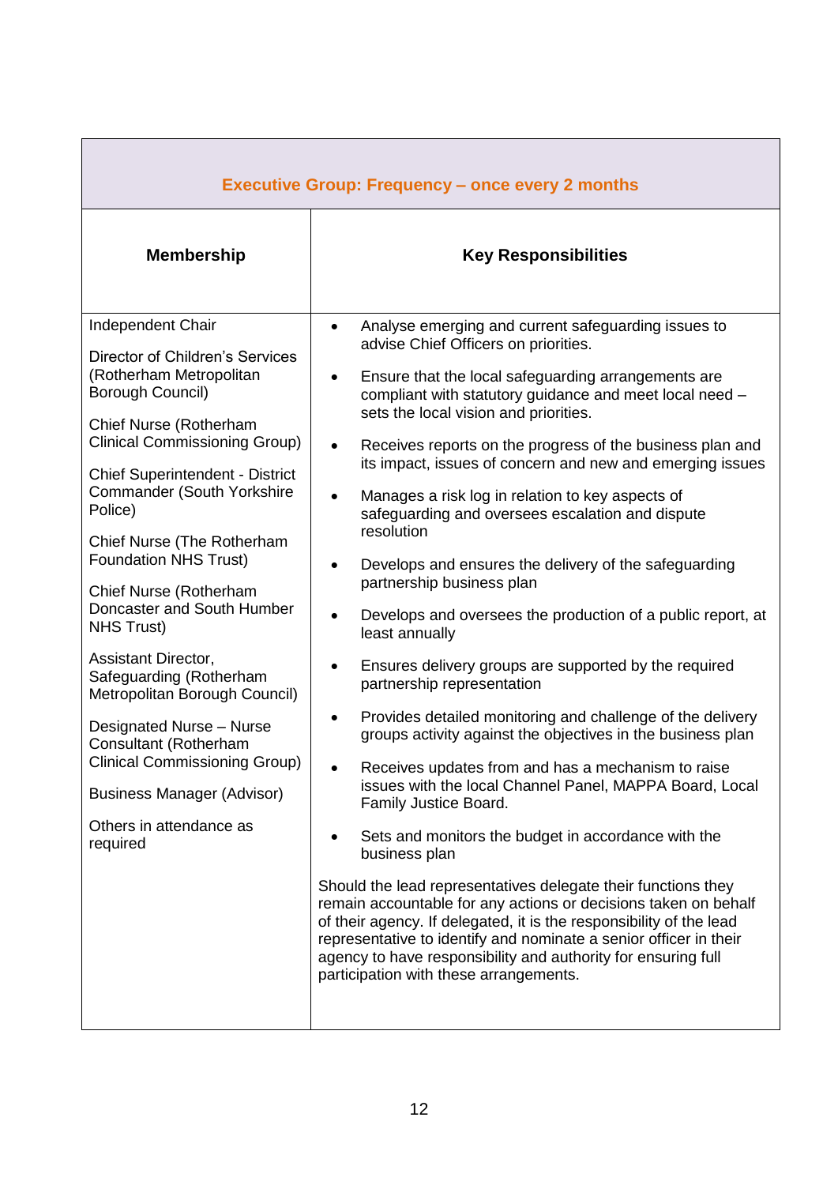| Executive Group: Frequency – once every 2 months | |
|---|---|
| **Membership** | **Key Responsibilities** |
| Independent Chair<br><br>Director of Children's Services (Rotherham Metropolitan Borough Council)<br><br>Chief Nurse (Rotherham Clinical Commissioning Group)<br><br>Chief Superintendent - District Commander (South Yorkshire Police)<br><br>Chief Nurse (The Rotherham Foundation NHS Trust)<br><br>Chief Nurse (Rotherham Doncaster and South Humber NHS Trust)<br><br>Assistant Director, Safeguarding (Rotherham Metropolitan Borough Council)<br><br>Designated Nurse – Nurse Consultant (Rotherham Clinical Commissioning Group)<br><br>Business Manager (Advisor)<br><br>Others in attendance as required | • Analyse emerging and current safeguarding issues to advise Chief Officers on priorities.<br>• Ensure that the local safeguarding arrangements are compliant with statutory guidance and meet local need – sets the local vision and priorities.<br>• Receives reports on the progress of the business plan and its impact, issues of concern and new and emerging issues<br>• Manages a risk log in relation to key aspects of safeguarding and oversees escalation and dispute resolution<br>• Develops and ensures the delivery of the safeguarding partnership business plan<br>• Develops and oversees the production of a public report, at least annually<br>• Ensures delivery groups are supported by the required partnership representation<br>• Provides detailed monitoring and challenge of the delivery groups activity against the objectives in the business plan<br>• Receives updates from and has a mechanism to raise issues with the local Channel Panel, MAPPA Board, Local Family Justice Board.<br>• Sets and monitors the budget in accordance with the business plan<br><br>Should the lead representatives delegate their functions they remain accountable for any actions or decisions taken on behalf of their agency. If delegated, it is the responsibility of the lead representative to identify and nominate a senior officer in their agency to have responsibility and authority for ensuring full participation with these arrangements. |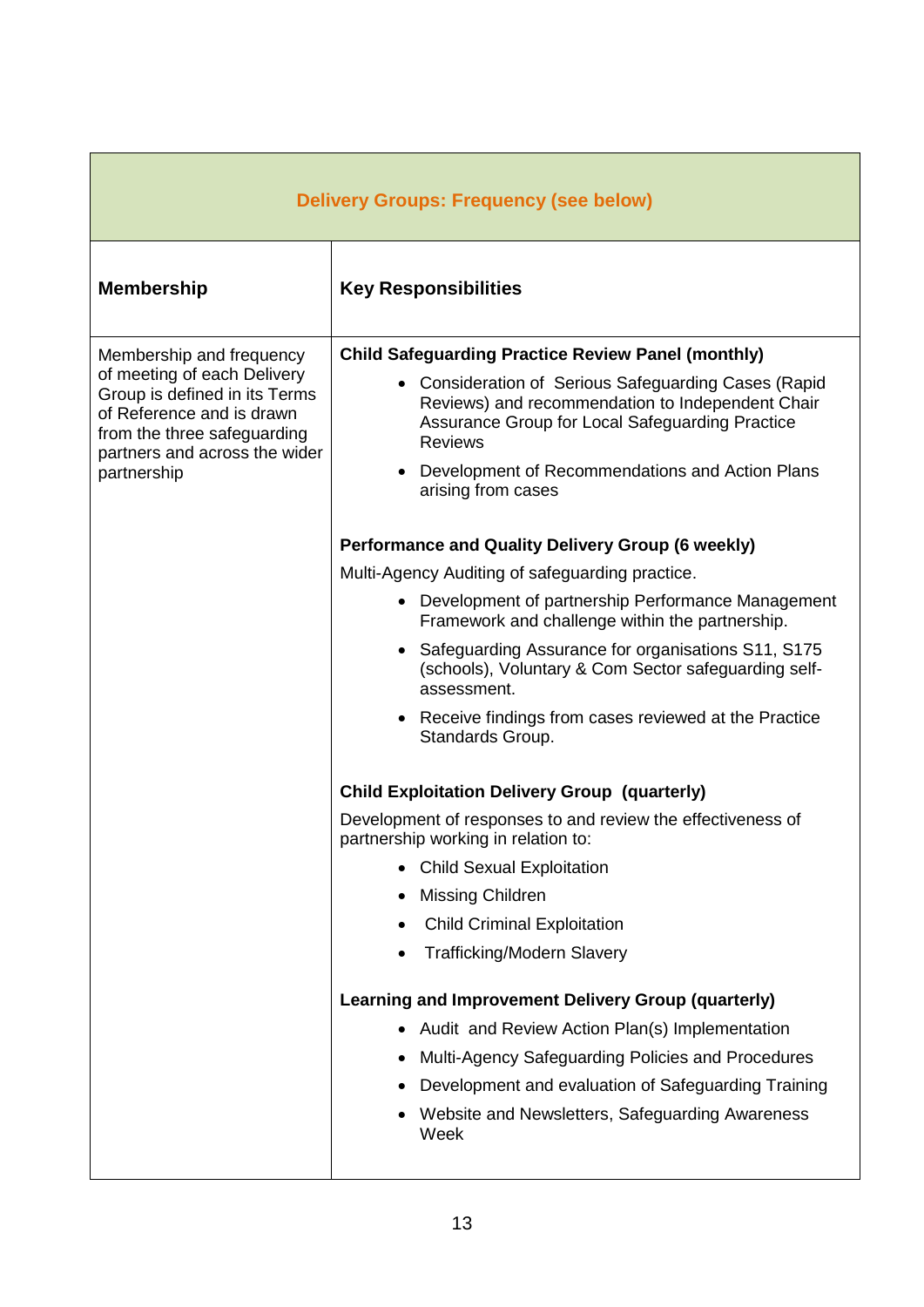| Delivery Groups: Frequency (see below) | |
|---|---|
| **Membership** | **Key Responsibilities** |
| Membership and frequency of meeting of each Delivery Group is defined in its Terms of Reference and is drawn from the three safeguarding partners and across the wider partnership | **Child Safeguarding Practice Review Panel (monthly)**<br>• Consideration of Serious Safeguarding Cases (Rapid Reviews) and recommendation to Independent Chair Assurance Group for Local Safeguarding Practice Reviews<br>• Development of Recommendations and Action Plans arising from cases<br><br>**Performance and Quality Delivery Group (6 weekly)**<br>Multi-Agency Auditing of safeguarding practice.<br>• Development of partnership Performance Management Framework and challenge within the partnership.<br>• Safeguarding Assurance for organisations S11, S175 (schools), Voluntary & Com Sector safeguarding self-assessment.<br>• Receive findings from cases reviewed at the Practice Standards Group.<br><br>**Child Exploitation Delivery Group (quarterly)**<br>Development of responses to and review the effectiveness of partnership working in relation to:<br>• Child Sexual Exploitation<br>• Missing Children<br>• Child Criminal Exploitation<br>• Trafficking/Modern Slavery<br><br>**Learning and Improvement Delivery Group (quarterly)**<br>• Audit and Review Action Plan(s) Implementation<br>• Multi-Agency Safeguarding Policies and Procedures<br>• Development and evaluation of Safeguarding Training<br>• Website and Newsletters, Safeguarding Awareness Week |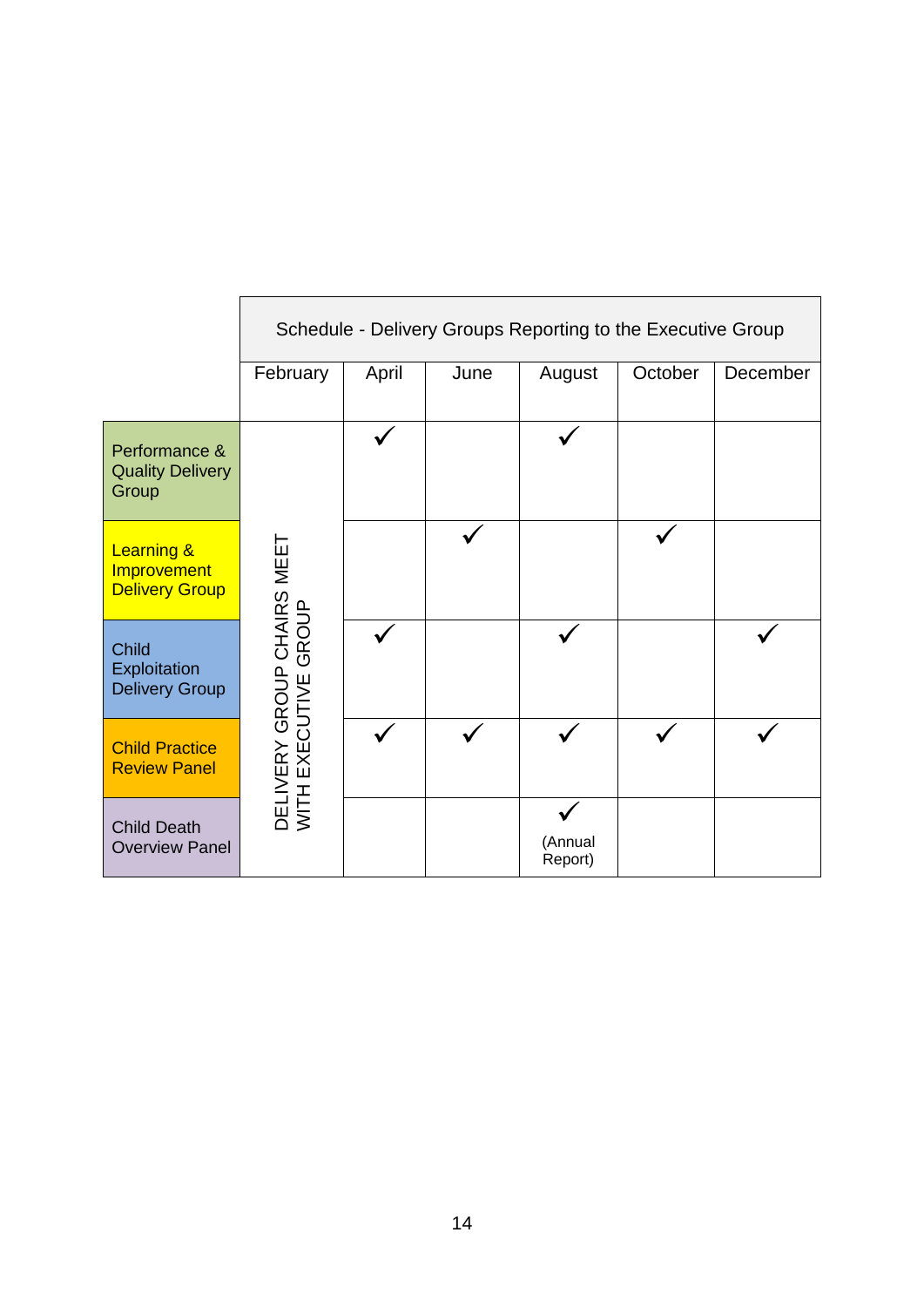| | Schedule - Delivery Groups Reporting to the Executive Group | | | | | |
|---|---|---|---|---|---|---|
| | February | April | June | August | October | December |
| Performance & Quality Delivery Group | DELIVERY GROUP CHAIRS MEET WITH EXECUTIVE GROUP | ✓ | | ✓ | | |
| Learning & Improvement Delivery Group | | | ✓ | | ✓ | |
| Child Exploitation Delivery Group | | ✓ | | ✓ | | ✓ |
| Child Practice Review Panel | | ✓ | ✓ | ✓ | ✓ | ✓ |
| Child Death Overview Panel | | | | ✓ (Annual Report) | | |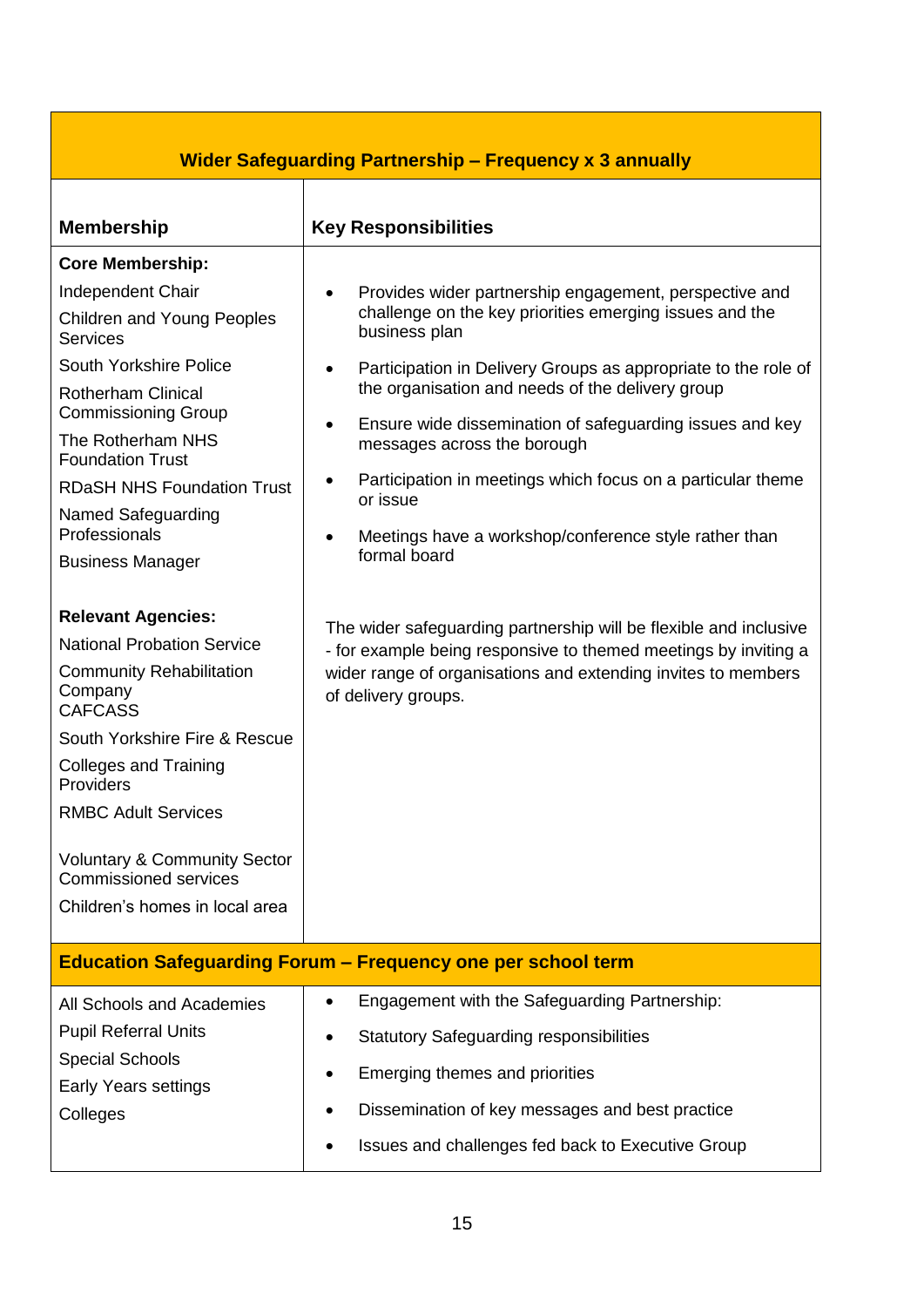| Wider Safeguarding Partnership – Frequency x 3 annually | |
|---|---|
| **Membership** | **Key Responsibilities** |
| **Core Membership:**<br>Independent Chair<br>Children and Young Peoples Services<br>South Yorkshire Police<br>Rotherham Clinical Commissioning Group<br>The Rotherham NHS Foundation Trust<br>RDaSH NHS Foundation Trust<br>Named Safeguarding Professionals<br>Business Manager<br><br>**Relevant Agencies:**<br>National Probation Service<br>Community Rehabilitation Company<br>CAFCASS<br>South Yorkshire Fire & Rescue<br>Colleges and Training Providers<br>RMBC Adult Services<br><br>Voluntary & Community Sector Commissioned services<br>Children's homes in local area | • Provides wider partnership engagement, perspective and challenge on the key priorities emerging issues and the business plan<br>• Participation in Delivery Groups as appropriate to the role of the organisation and needs of the delivery group<br>• Ensure wide dissemination of safeguarding issues and key messages across the borough<br>• Participation in meetings which focus on a particular theme or issue<br>• Meetings have a workshop/conference style rather than formal board<br><br>The wider safeguarding partnership will be flexible and inclusive - for example being responsive to themed meetings by inviting a wider range of organisations and extending invites to members of delivery groups. |
| **Education Safeguarding Forum – Frequency one per school term** | |
| All Schools and Academies<br>Pupil Referral Units<br>Special Schools<br>Early Years settings<br>Colleges | • Engagement with the Safeguarding Partnership:<br>• Statutory Safeguarding responsibilities<br>• Emerging themes and priorities<br>• Dissemination of key messages and best practice<br>• Issues and challenges fed back to Executive Group |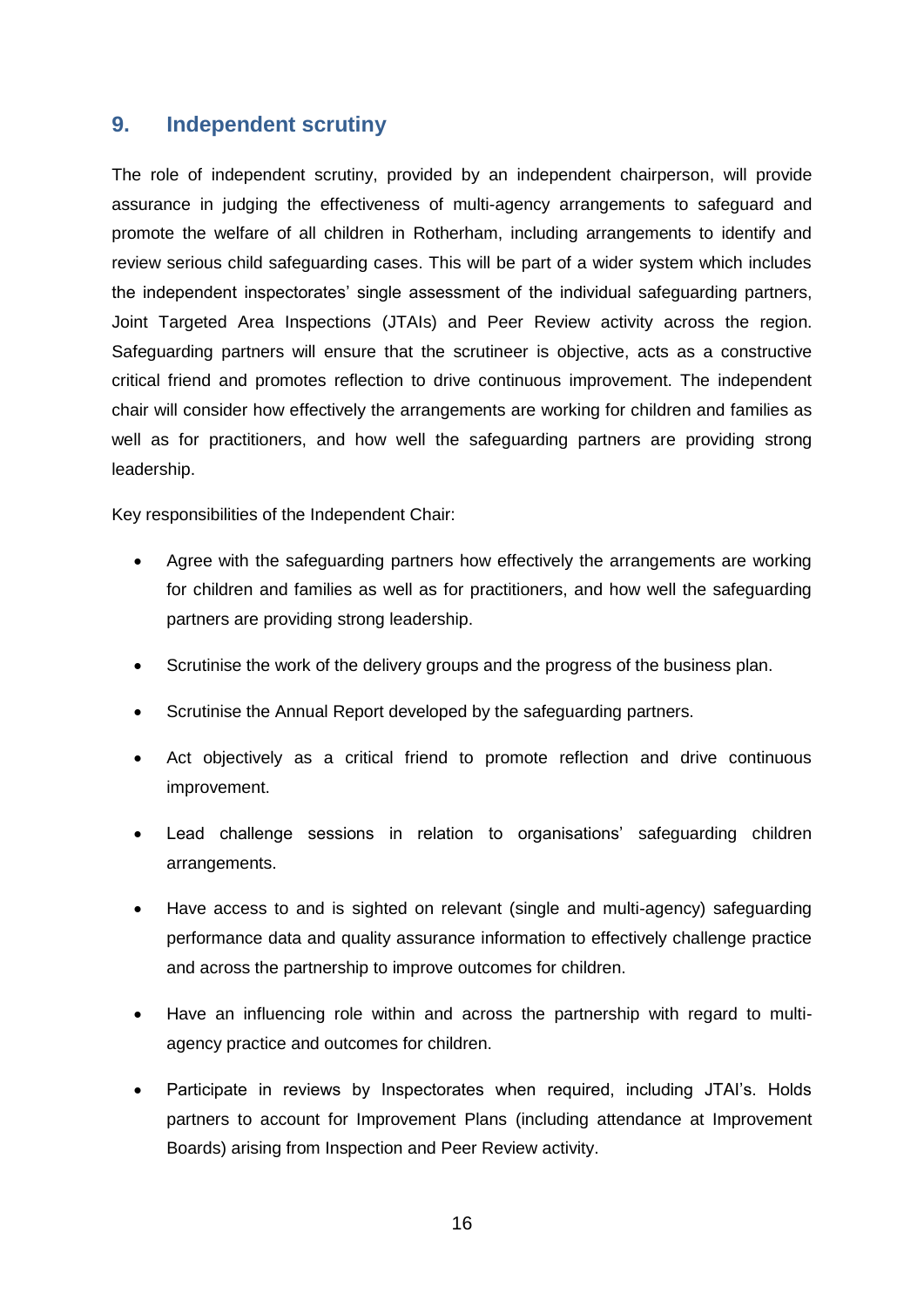## 9. Independent scrutiny

The role of independent scrutiny, provided by an independent chairperson, will provide assurance in judging the effectiveness of multi-agency arrangements to safeguard and promote the welfare of all children in Rotherham, including arrangements to identify and review serious child safeguarding cases. This will be part of a wider system which includes the independent inspectorates' single assessment of the individual safeguarding partners, Joint Targeted Area Inspections (JTAIs) and Peer Review activity across the region. Safeguarding partners will ensure that the scrutineer is objective, acts as a constructive critical friend and promotes reflection to drive continuous improvement. The independent chair will consider how effectively the arrangements are working for children and families as well as for practitioners, and how well the safeguarding partners are providing strong leadership.

Key responsibilities of the Independent Chair:

- Agree with the safeguarding partners how effectively the arrangements are working for children and families as well as for practitioners, and how well the safeguarding partners are providing strong leadership.
- Scrutinise the work of the delivery groups and the progress of the business plan.
- Scrutinise the Annual Report developed by the safeguarding partners.
- Act objectively as a critical friend to promote reflection and drive continuous improvement.
- Lead challenge sessions in relation to organisations' safeguarding children arrangements.
- Have access to and is sighted on relevant (single and multi-agency) safeguarding performance data and quality assurance information to effectively challenge practice and across the partnership to improve outcomes for children.
- Have an influencing role within and across the partnership with regard to multi-agency practice and outcomes for children.
- Participate in reviews by Inspectorates when required, including JTAI's. Holds partners to account for Improvement Plans (including attendance at Improvement Boards) arising from Inspection and Peer Review activity.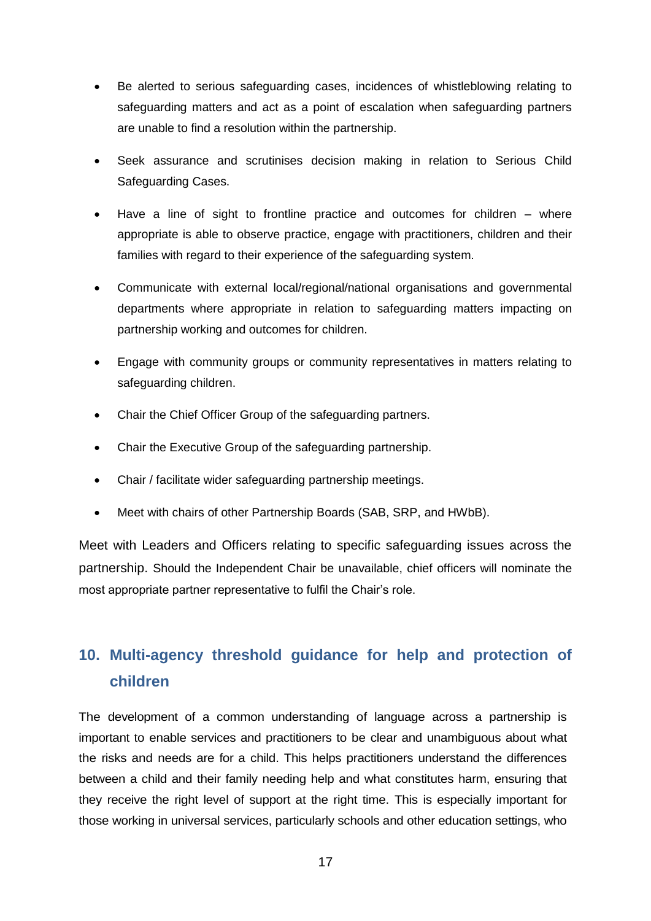- Be alerted to serious safeguarding cases, incidences of whistleblowing relating to safeguarding matters and act as a point of escalation when safeguarding partners are unable to find a resolution within the partnership.
- Seek assurance and scrutinises decision making in relation to Serious Child Safeguarding Cases.
- Have a line of sight to frontline practice and outcomes for children – where appropriate is able to observe practice, engage with practitioners, children and their families with regard to their experience of the safeguarding system.
- Communicate with external local/regional/national organisations and governmental departments where appropriate in relation to safeguarding matters impacting on partnership working and outcomes for children.
- Engage with community groups or community representatives in matters relating to safeguarding children.
- Chair the Chief Officer Group of the safeguarding partners.
- Chair the Executive Group of the safeguarding partnership.
- Chair / facilitate wider safeguarding partnership meetings.
- Meet with chairs of other Partnership Boards (SAB, SRP, and HWbB).

Meet with Leaders and Officers relating to specific safeguarding issues across the partnership. Should the Independent Chair be unavailable, chief officers will nominate the most appropriate partner representative to fulfil the Chair's role.

## 10. Multi-agency threshold guidance for help and protection of children

The development of a common understanding of language across a partnership is important to enable services and practitioners to be clear and unambiguous about what the risks and needs are for a child. This helps practitioners understand the differences between a child and their family needing help and what constitutes harm, ensuring that they receive the right level of support at the right time. This is especially important for those working in universal services, particularly schools and other education settings, who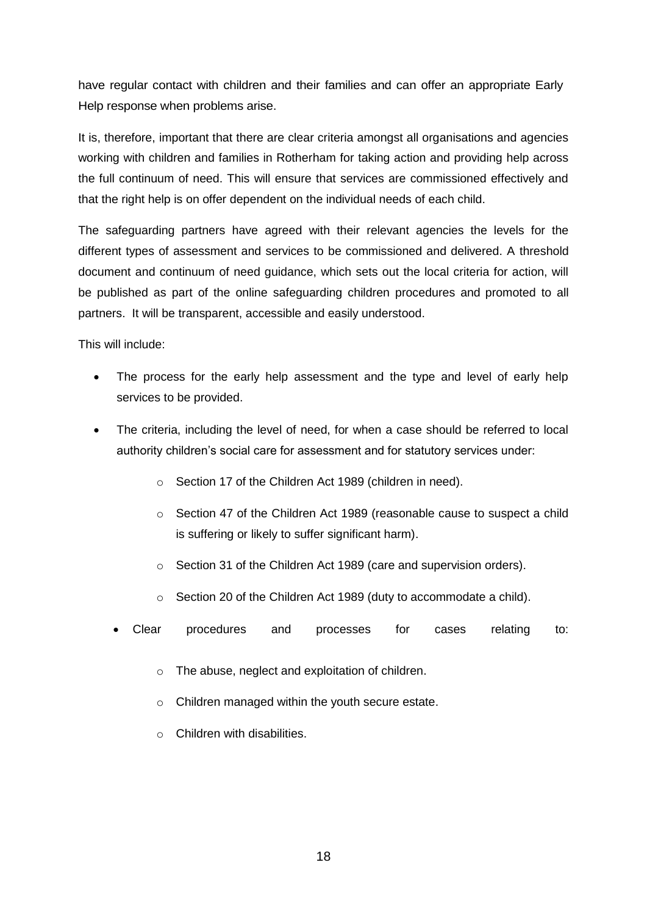have regular contact with children and their families and can offer an appropriate Early Help response when problems arise.

It is, therefore, important that there are clear criteria amongst all organisations and agencies working with children and families in Rotherham for taking action and providing help across the full continuum of need. This will ensure that services are commissioned effectively and that the right help is on offer dependent on the individual needs of each child.

The safeguarding partners have agreed with their relevant agencies the levels for the different types of assessment and services to be commissioned and delivered. A threshold document and continuum of need guidance, which sets out the local criteria for action, will be published as part of the online safeguarding children procedures and promoted to all partners. It will be transparent, accessible and easily understood.

This will include:

- The process for the early help assessment and the type and level of early help services to be provided.
- The criteria, including the level of need, for when a case should be referred to local authority children's social care for assessment and for statutory services under:
    - Section 17 of the Children Act 1989 (children in need).
    - Section 47 of the Children Act 1989 (reasonable cause to suspect a child is suffering or likely to suffer significant harm).
    - Section 31 of the Children Act 1989 (care and supervision orders).
    - Section 20 of the Children Act 1989 (duty to accommodate a child).
- Clear procedures and processes for cases relating to:
    - The abuse, neglect and exploitation of children.
    - Children managed within the youth secure estate.
    - Children with disabilities.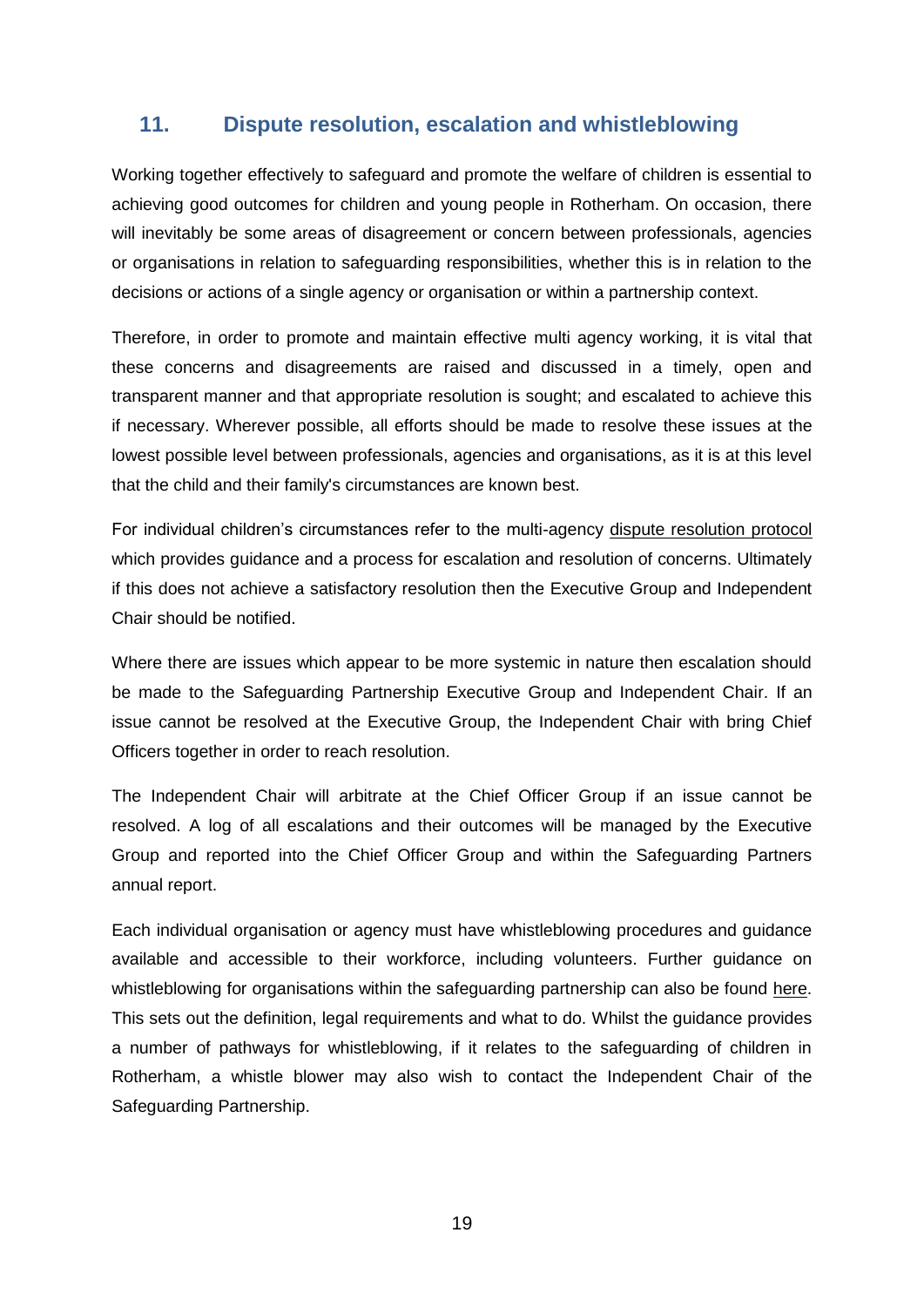## 11. Dispute resolution, escalation and whistleblowing

Working together effectively to safeguard and promote the welfare of children is essential to achieving good outcomes for children and young people in Rotherham. On occasion, there will inevitably be some areas of disagreement or concern between professionals, agencies or organisations in relation to safeguarding responsibilities, whether this is in relation to the decisions or actions of a single agency or organisation or within a partnership context.

Therefore, in order to promote and maintain effective multi agency working, it is vital that these concerns and disagreements are raised and discussed in a timely, open and transparent manner and that appropriate resolution is sought; and escalated to achieve this if necessary. Wherever possible, all efforts should be made to resolve these issues at the lowest possible level between professionals, agencies and organisations, as it is at this level that the child and their family's circumstances are known best.

For individual children's circumstances refer to the multi-agency dispute resolution protocol which provides guidance and a process for escalation and resolution of concerns. Ultimately if this does not achieve a satisfactory resolution then the Executive Group and Independent Chair should be notified.

Where there are issues which appear to be more systemic in nature then escalation should be made to the Safeguarding Partnership Executive Group and Independent Chair. If an issue cannot be resolved at the Executive Group, the Independent Chair with bring Chief Officers together in order to reach resolution.

The Independent Chair will arbitrate at the Chief Officer Group if an issue cannot be resolved. A log of all escalations and their outcomes will be managed by the Executive Group and reported into the Chief Officer Group and within the Safeguarding Partners annual report.

Each individual organisation or agency must have whistleblowing procedures and guidance available and accessible to their workforce, including volunteers. Further guidance on whistleblowing for organisations within the safeguarding partnership can also be found here. This sets out the definition, legal requirements and what to do. Whilst the guidance provides a number of pathways for whistleblowing, if it relates to the safeguarding of children in Rotherham, a whistle blower may also wish to contact the Independent Chair of the Safeguarding Partnership.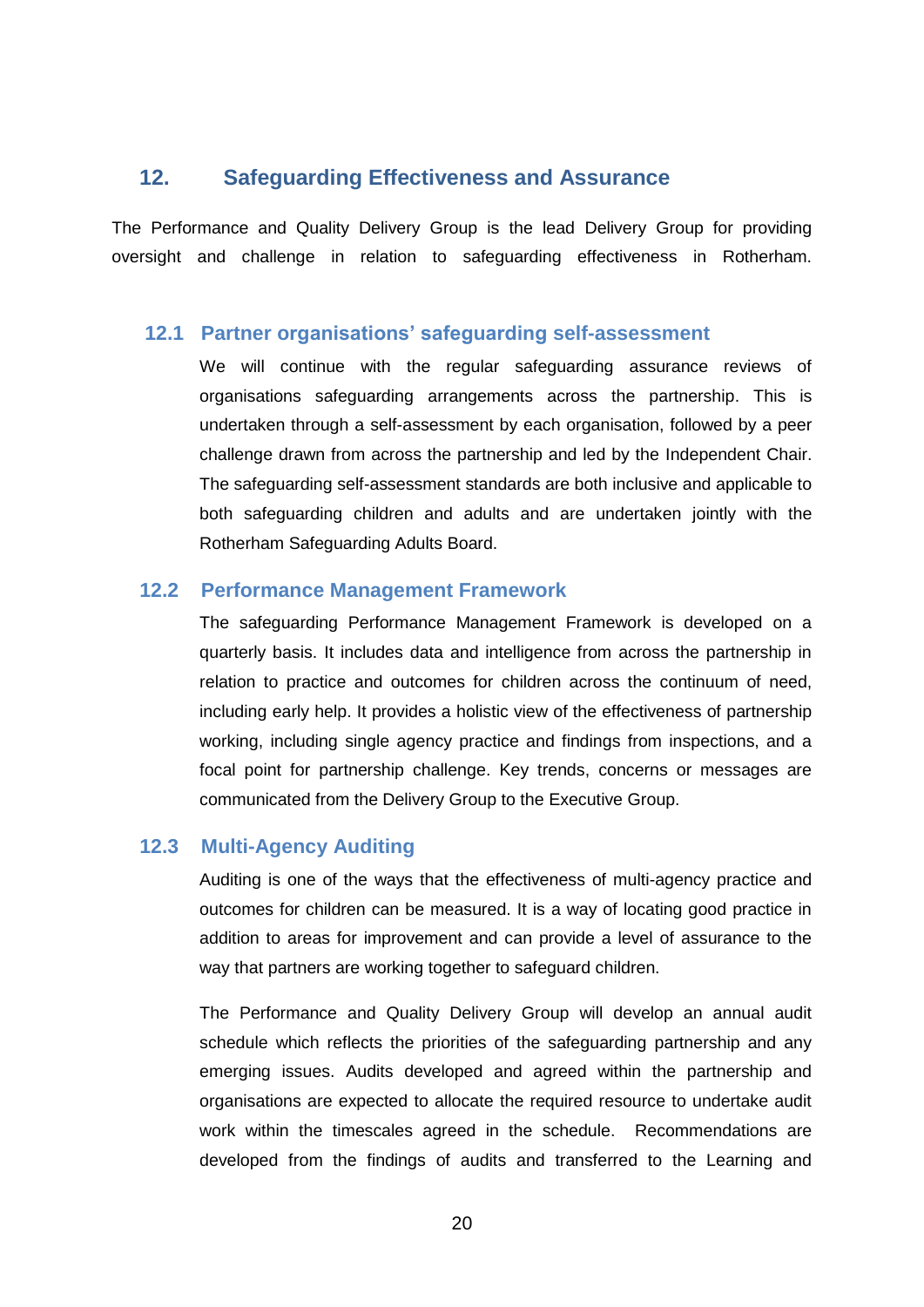## 12. Safeguarding Effectiveness and Assurance

The Performance and Quality Delivery Group is the lead Delivery Group for providing oversight and challenge in relation to safeguarding effectiveness in Rotherham.

### 12.1 Partner organisations' safeguarding self-assessment

We will continue with the regular safeguarding assurance reviews of organisations safeguarding arrangements across the partnership. This is undertaken through a self-assessment by each organisation, followed by a peer challenge drawn from across the partnership and led by the Independent Chair. The safeguarding self-assessment standards are both inclusive and applicable to both safeguarding children and adults and are undertaken jointly with the Rotherham Safeguarding Adults Board.

### 12.2 Performance Management Framework

The safeguarding Performance Management Framework is developed on a quarterly basis. It includes data and intelligence from across the partnership in relation to practice and outcomes for children across the continuum of need, including early help. It provides a holistic view of the effectiveness of partnership working, including single agency practice and findings from inspections, and a focal point for partnership challenge. Key trends, concerns or messages are communicated from the Delivery Group to the Executive Group.

### 12.3 Multi-Agency Auditing

Auditing is one of the ways that the effectiveness of multi-agency practice and outcomes for children can be measured. It is a way of locating good practice in addition to areas for improvement and can provide a level of assurance to the way that partners are working together to safeguard children.

The Performance and Quality Delivery Group will develop an annual audit schedule which reflects the priorities of the safeguarding partnership and any emerging issues. Audits developed and agreed within the partnership and organisations are expected to allocate the required resource to undertake audit work within the timescales agreed in the schedule. Recommendations are developed from the findings of audits and transferred to the Learning and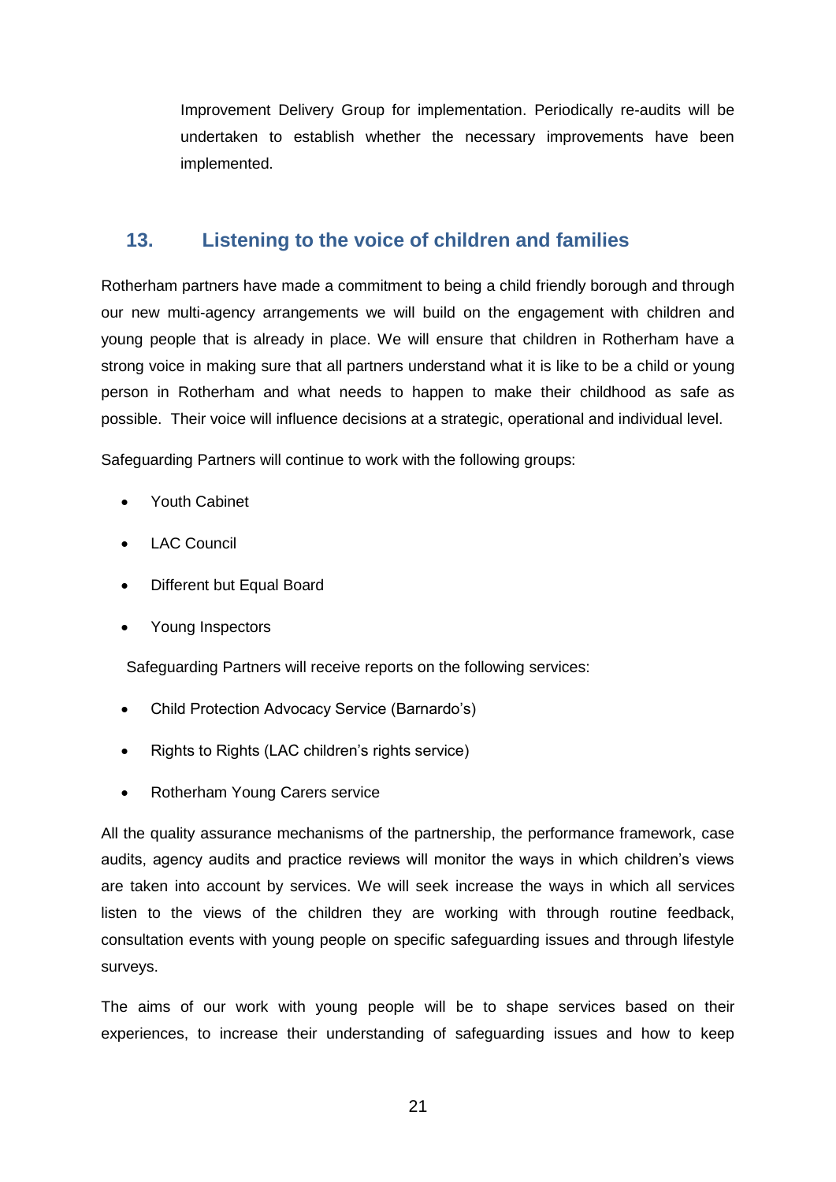Improvement Delivery Group for implementation. Periodically re-audits will be undertaken to establish whether the necessary improvements have been implemented.

## 13. Listening to the voice of children and families

Rotherham partners have made a commitment to being a child friendly borough and through our new multi-agency arrangements we will build on the engagement with children and young people that is already in place. We will ensure that children in Rotherham have a strong voice in making sure that all partners understand what it is like to be a child or young person in Rotherham and what needs to happen to make their childhood as safe as possible. Their voice will influence decisions at a strategic, operational and individual level.

Safeguarding Partners will continue to work with the following groups:

- Youth Cabinet
- LAC Council
- Different but Equal Board
- Young Inspectors

Safeguarding Partners will receive reports on the following services:

- Child Protection Advocacy Service (Barnardo's)
- Rights to Rights (LAC children's rights service)
- Rotherham Young Carers service

All the quality assurance mechanisms of the partnership, the performance framework, case audits, agency audits and practice reviews will monitor the ways in which children's views are taken into account by services. We will seek increase the ways in which all services listen to the views of the children they are working with through routine feedback, consultation events with young people on specific safeguarding issues and through lifestyle surveys.

The aims of our work with young people will be to shape services based on their experiences, to increase their understanding of safeguarding issues and how to keep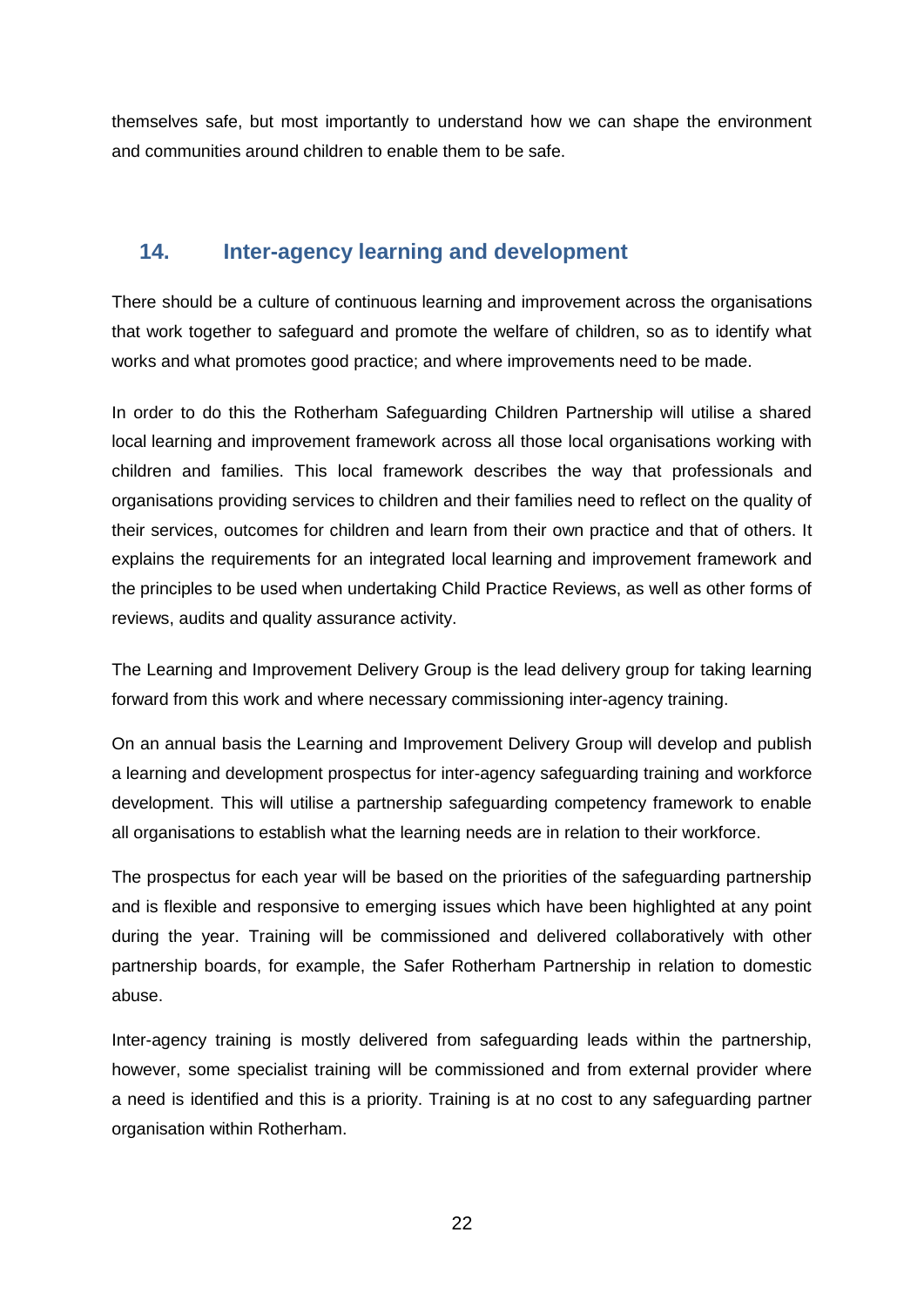themselves safe, but most importantly to understand how we can shape the environment and communities around children to enable them to be safe.

## 14. Inter-agency learning and development

There should be a culture of continuous learning and improvement across the organisations that work together to safeguard and promote the welfare of children, so as to identify what works and what promotes good practice; and where improvements need to be made.

In order to do this the Rotherham Safeguarding Children Partnership will utilise a shared local learning and improvement framework across all those local organisations working with children and families. This local framework describes the way that professionals and organisations providing services to children and their families need to reflect on the quality of their services, outcomes for children and learn from their own practice and that of others. It explains the requirements for an integrated local learning and improvement framework and the principles to be used when undertaking Child Practice Reviews, as well as other forms of reviews, audits and quality assurance activity.

The Learning and Improvement Delivery Group is the lead delivery group for taking learning forward from this work and where necessary commissioning inter-agency training.

On an annual basis the Learning and Improvement Delivery Group will develop and publish a learning and development prospectus for inter-agency safeguarding training and workforce development. This will utilise a partnership safeguarding competency framework to enable all organisations to establish what the learning needs are in relation to their workforce.

The prospectus for each year will be based on the priorities of the safeguarding partnership and is flexible and responsive to emerging issues which have been highlighted at any point during the year. Training will be commissioned and delivered collaboratively with other partnership boards, for example, the Safer Rotherham Partnership in relation to domestic abuse.

Inter-agency training is mostly delivered from safeguarding leads within the partnership, however, some specialist training will be commissioned and from external provider where a need is identified and this is a priority. Training is at no cost to any safeguarding partner organisation within Rotherham.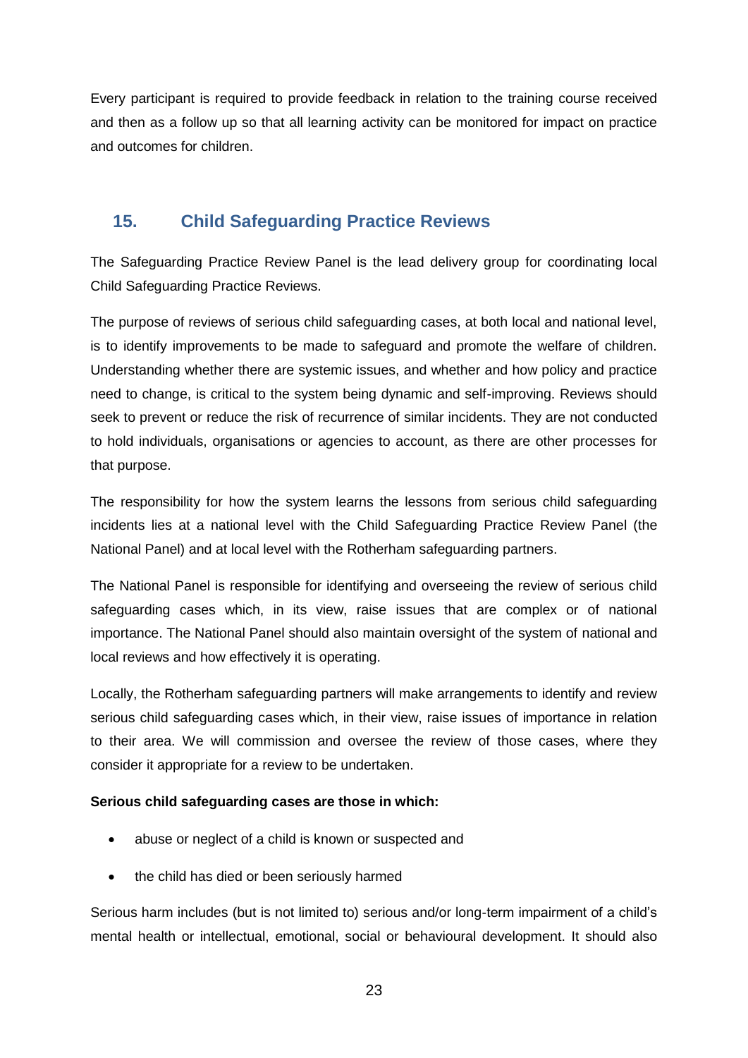Every participant is required to provide feedback in relation to the training course received and then as a follow up so that all learning activity can be monitored for impact on practice and outcomes for children.

## 15. Child Safeguarding Practice Reviews

The Safeguarding Practice Review Panel is the lead delivery group for coordinating local Child Safeguarding Practice Reviews.

The purpose of reviews of serious child safeguarding cases, at both local and national level, is to identify improvements to be made to safeguard and promote the welfare of children. Understanding whether there are systemic issues, and whether and how policy and practice need to change, is critical to the system being dynamic and self-improving. Reviews should seek to prevent or reduce the risk of recurrence of similar incidents. They are not conducted to hold individuals, organisations or agencies to account, as there are other processes for that purpose.

The responsibility for how the system learns the lessons from serious child safeguarding incidents lies at a national level with the Child Safeguarding Practice Review Panel (the National Panel) and at local level with the Rotherham safeguarding partners.

The National Panel is responsible for identifying and overseeing the review of serious child safeguarding cases which, in its view, raise issues that are complex or of national importance. The National Panel should also maintain oversight of the system of national and local reviews and how effectively it is operating.

Locally, the Rotherham safeguarding partners will make arrangements to identify and review serious child safeguarding cases which, in their view, raise issues of importance in relation to their area. We will commission and oversee the review of those cases, where they consider it appropriate for a review to be undertaken.

**Serious child safeguarding cases are those in which:**

- abuse or neglect of a child is known or suspected and
- the child has died or been seriously harmed

Serious harm includes (but is not limited to) serious and/or long-term impairment of a child's mental health or intellectual, emotional, social or behavioural development. It should also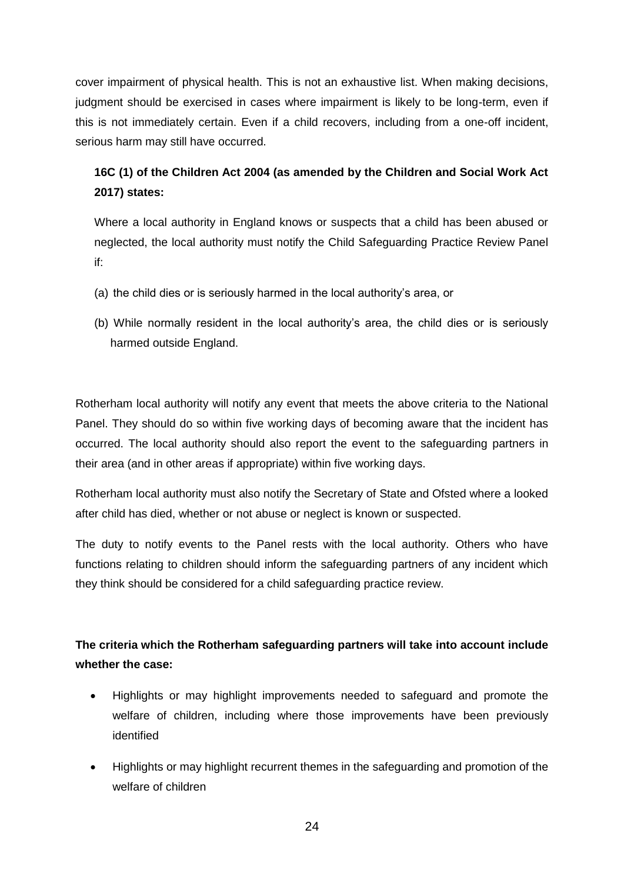cover impairment of physical health. This is not an exhaustive list. When making decisions, judgment should be exercised in cases where impairment is likely to be long-term, even if this is not immediately certain. Even if a child recovers, including from a one-off incident, serious harm may still have occurred.

> **16C (1) of the Children Act 2004 (as amended by the Children and Social Work Act 2017) states:**
>
> Where a local authority in England knows or suspects that a child has been abused or neglected, the local authority must notify the Child Safeguarding Practice Review Panel if:
>
> (a) the child dies or is seriously harmed in the local authority's area, or
>
> (b) While normally resident in the local authority's area, the child dies or is seriously harmed outside England.

Rotherham local authority will notify any event that meets the above criteria to the National Panel. They should do so within five working days of becoming aware that the incident has occurred. The local authority should also report the event to the safeguarding partners in their area (and in other areas if appropriate) within five working days.

Rotherham local authority must also notify the Secretary of State and Ofsted where a looked after child has died, whether or not abuse or neglect is known or suspected.

The duty to notify events to the Panel rests with the local authority. Others who have functions relating to children should inform the safeguarding partners of any incident which they think should be considered for a child safeguarding practice review.

**The criteria which the Rotherham safeguarding partners will take into account include whether the case:**

- Highlights or may highlight improvements needed to safeguard and promote the welfare of children, including where those improvements have been previously identified
- Highlights or may highlight recurrent themes in the safeguarding and promotion of the welfare of children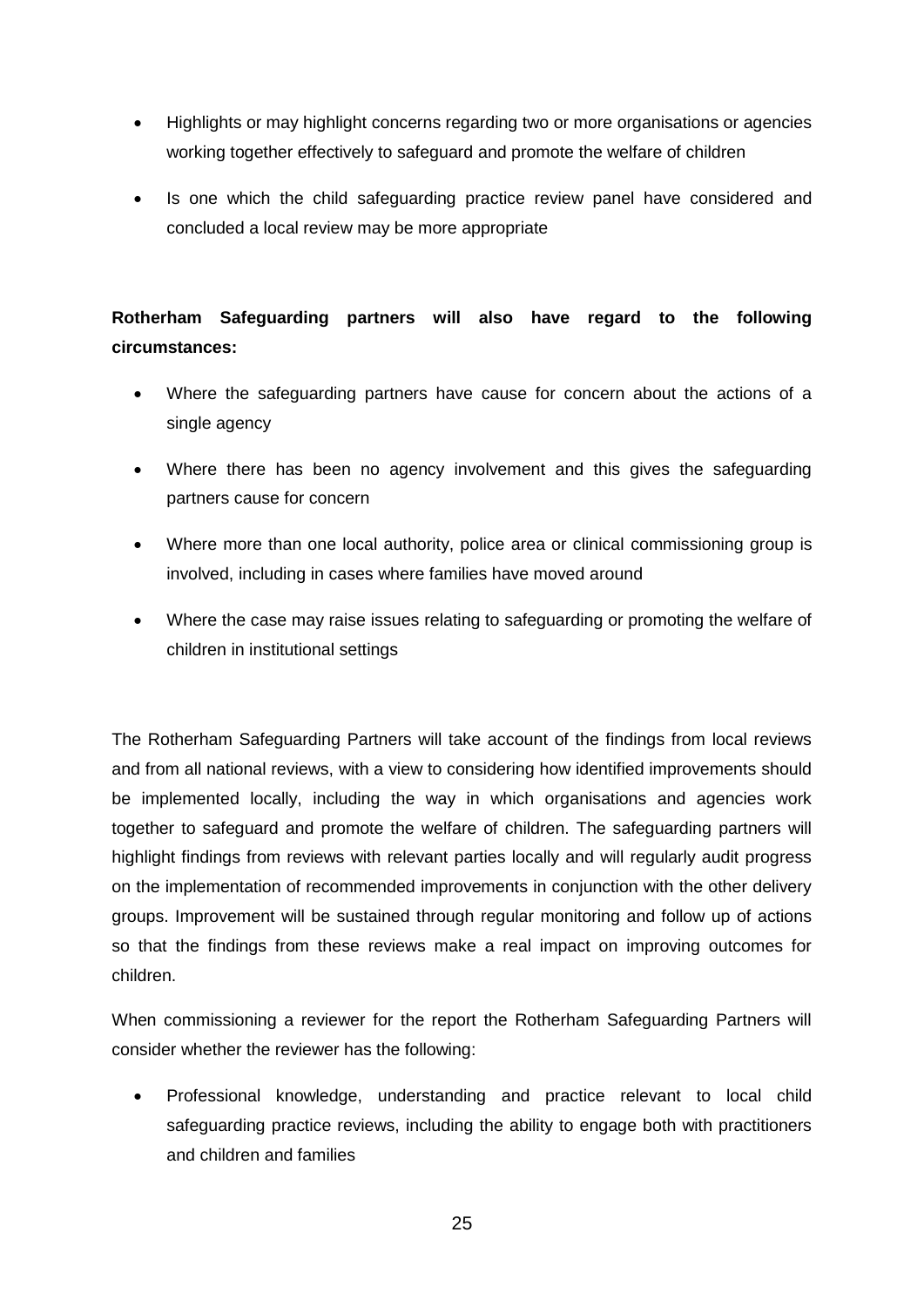- Highlights or may highlight concerns regarding two or more organisations or agencies working together effectively to safeguard and promote the welfare of children
- Is one which the child safeguarding practice review panel have considered and concluded a local review may be more appropriate

**Rotherham Safeguarding partners will also have regard to the following circumstances:**

- Where the safeguarding partners have cause for concern about the actions of a single agency
- Where there has been no agency involvement and this gives the safeguarding partners cause for concern
- Where more than one local authority, police area or clinical commissioning group is involved, including in cases where families have moved around
- Where the case may raise issues relating to safeguarding or promoting the welfare of children in institutional settings

The Rotherham Safeguarding Partners will take account of the findings from local reviews and from all national reviews, with a view to considering how identified improvements should be implemented locally, including the way in which organisations and agencies work together to safeguard and promote the welfare of children. The safeguarding partners will highlight findings from reviews with relevant parties locally and will regularly audit progress on the implementation of recommended improvements in conjunction with the other delivery groups. Improvement will be sustained through regular monitoring and follow up of actions so that the findings from these reviews make a real impact on improving outcomes for children.

When commissioning a reviewer for the report the Rotherham Safeguarding Partners will consider whether the reviewer has the following:

- Professional knowledge, understanding and practice relevant to local child safeguarding practice reviews, including the ability to engage both with practitioners and children and families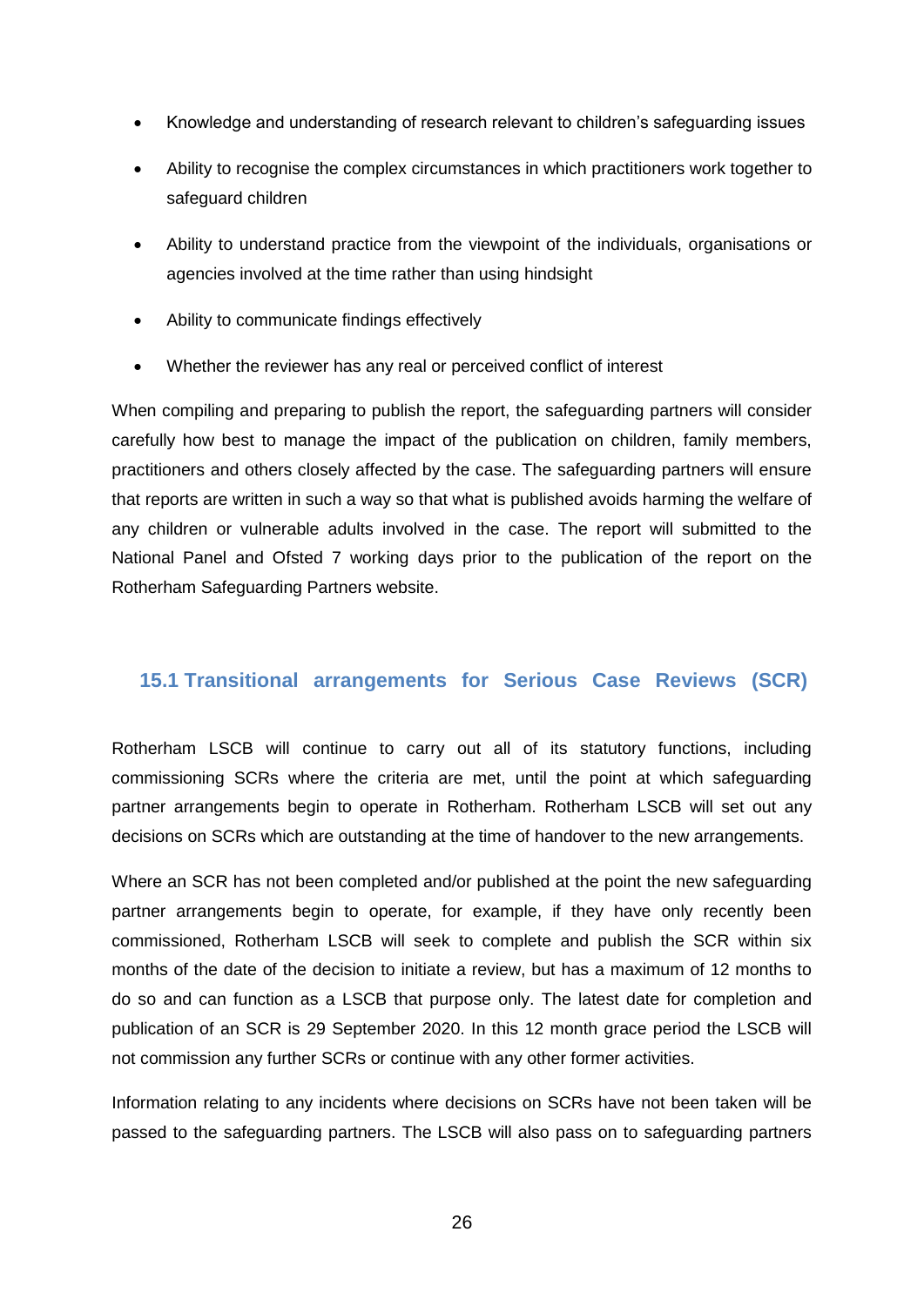- Knowledge and understanding of research relevant to children's safeguarding issues
- Ability to recognise the complex circumstances in which practitioners work together to safeguard children
- Ability to understand practice from the viewpoint of the individuals, organisations or agencies involved at the time rather than using hindsight
- Ability to communicate findings effectively
- Whether the reviewer has any real or perceived conflict of interest

When compiling and preparing to publish the report, the safeguarding partners will consider carefully how best to manage the impact of the publication on children, family members, practitioners and others closely affected by the case. The safeguarding partners will ensure that reports are written in such a way so that what is published avoids harming the welfare of any children or vulnerable adults involved in the case. The report will submitted to the National Panel and Ofsted 7 working days prior to the publication of the report on the Rotherham Safeguarding Partners website.

## 15.1 Transitional arrangements for Serious Case Reviews (SCR)

Rotherham LSCB will continue to carry out all of its statutory functions, including commissioning SCRs where the criteria are met, until the point at which safeguarding partner arrangements begin to operate in Rotherham. Rotherham LSCB will set out any decisions on SCRs which are outstanding at the time of handover to the new arrangements.

Where an SCR has not been completed and/or published at the point the new safeguarding partner arrangements begin to operate, for example, if they have only recently been commissioned, Rotherham LSCB will seek to complete and publish the SCR within six months of the date of the decision to initiate a review, but has a maximum of 12 months to do so and can function as a LSCB that purpose only. The latest date for completion and publication of an SCR is 29 September 2020. In this 12 month grace period the LSCB will not commission any further SCRs or continue with any other former activities.

Information relating to any incidents where decisions on SCRs have not been taken will be passed to the safeguarding partners. The LSCB will also pass on to safeguarding partners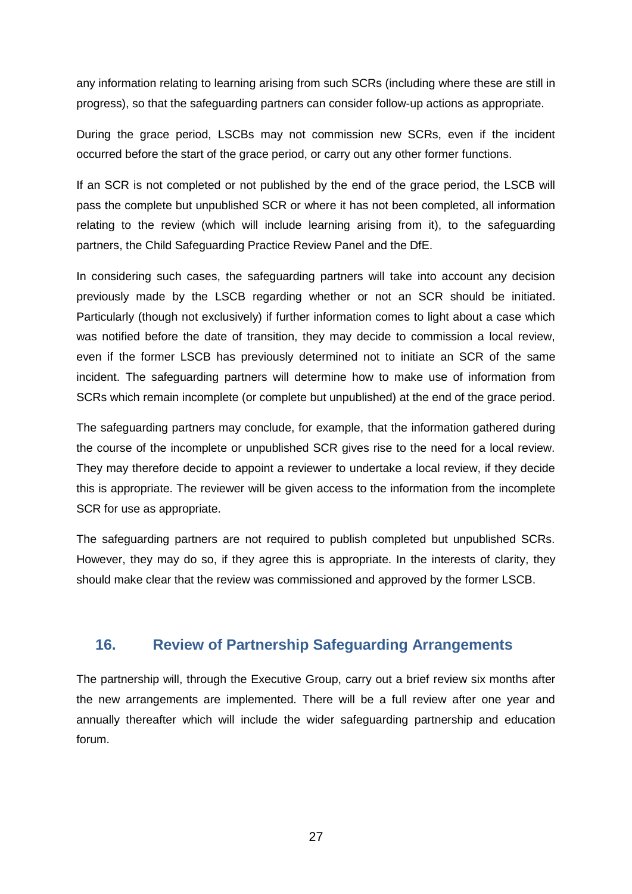any information relating to learning arising from such SCRs (including where these are still in progress), so that the safeguarding partners can consider follow-up actions as appropriate.

During the grace period, LSCBs may not commission new SCRs, even if the incident occurred before the start of the grace period, or carry out any other former functions.

If an SCR is not completed or not published by the end of the grace period, the LSCB will pass the complete but unpublished SCR or where it has not been completed, all information relating to the review (which will include learning arising from it), to the safeguarding partners, the Child Safeguarding Practice Review Panel and the DfE.

In considering such cases, the safeguarding partners will take into account any decision previously made by the LSCB regarding whether or not an SCR should be initiated. Particularly (though not exclusively) if further information comes to light about a case which was notified before the date of transition, they may decide to commission a local review, even if the former LSCB has previously determined not to initiate an SCR of the same incident. The safeguarding partners will determine how to make use of information from SCRs which remain incomplete (or complete but unpublished) at the end of the grace period.

The safeguarding partners may conclude, for example, that the information gathered during the course of the incomplete or unpublished SCR gives rise to the need for a local review. They may therefore decide to appoint a reviewer to undertake a local review, if they decide this is appropriate. The reviewer will be given access to the information from the incomplete SCR for use as appropriate.

The safeguarding partners are not required to publish completed but unpublished SCRs. However, they may do so, if they agree this is appropriate. In the interests of clarity, they should make clear that the review was commissioned and approved by the former LSCB.

## 16. Review of Partnership Safeguarding Arrangements

The partnership will, through the Executive Group, carry out a brief review six months after the new arrangements are implemented. There will be a full review after one year and annually thereafter which will include the wider safeguarding partnership and education forum.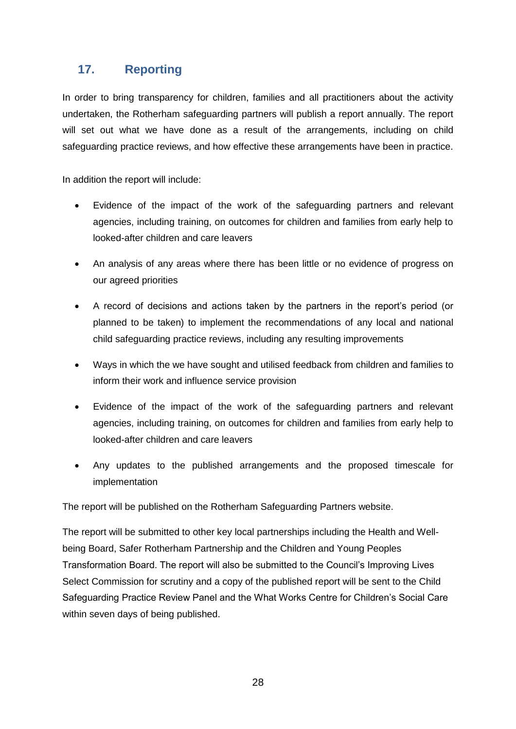## 17. Reporting

In order to bring transparency for children, families and all practitioners about the activity undertaken, the Rotherham safeguarding partners will publish a report annually. The report will set out what we have done as a result of the arrangements, including on child safeguarding practice reviews, and how effective these arrangements have been in practice.

In addition the report will include:

- Evidence of the impact of the work of the safeguarding partners and relevant agencies, including training, on outcomes for children and families from early help to looked-after children and care leavers
- An analysis of any areas where there has been little or no evidence of progress on our agreed priorities
- A record of decisions and actions taken by the partners in the report's period (or planned to be taken) to implement the recommendations of any local and national child safeguarding practice reviews, including any resulting improvements
- Ways in which the we have sought and utilised feedback from children and families to inform their work and influence service provision
- Evidence of the impact of the work of the safeguarding partners and relevant agencies, including training, on outcomes for children and families from early help to looked-after children and care leavers
- Any updates to the published arrangements and the proposed timescale for implementation

The report will be published on the Rotherham Safeguarding Partners website.

The report will be submitted to other key local partnerships including the Health and Well-being Board, Safer Rotherham Partnership and the Children and Young Peoples Transformation Board. The report will also be submitted to the Council's Improving Lives Select Commission for scrutiny and a copy of the published report will be sent to the Child Safeguarding Practice Review Panel and the What Works Centre for Children's Social Care within seven days of being published.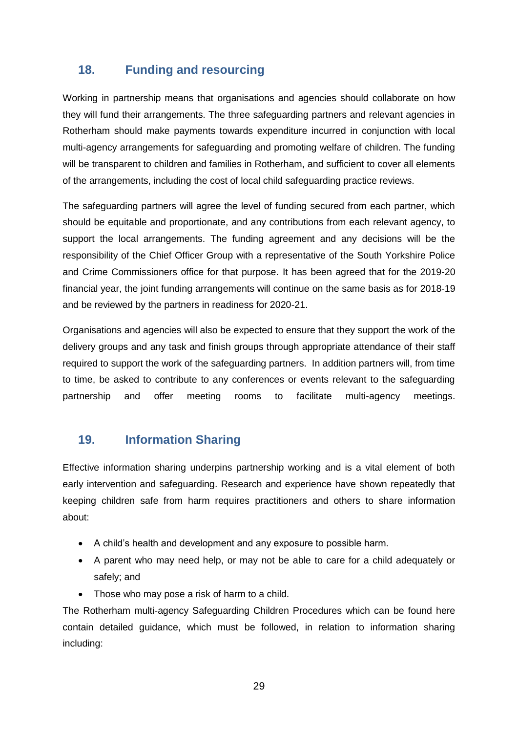## 18. Funding and resourcing

Working in partnership means that organisations and agencies should collaborate on how they will fund their arrangements. The three safeguarding partners and relevant agencies in Rotherham should make payments towards expenditure incurred in conjunction with local multi-agency arrangements for safeguarding and promoting welfare of children. The funding will be transparent to children and families in Rotherham, and sufficient to cover all elements of the arrangements, including the cost of local child safeguarding practice reviews.

The safeguarding partners will agree the level of funding secured from each partner, which should be equitable and proportionate, and any contributions from each relevant agency, to support the local arrangements. The funding agreement and any decisions will be the responsibility of the Chief Officer Group with a representative of the South Yorkshire Police and Crime Commissioners office for that purpose. It has been agreed that for the 2019-20 financial year, the joint funding arrangements will continue on the same basis as for 2018-19 and be reviewed by the partners in readiness for 2020-21.

Organisations and agencies will also be expected to ensure that they support the work of the delivery groups and any task and finish groups through appropriate attendance of their staff required to support the work of the safeguarding partners. In addition partners will, from time to time, be asked to contribute to any conferences or events relevant to the safeguarding partnership and offer meeting rooms to facilitate multi-agency meetings.

## 19. Information Sharing

Effective information sharing underpins partnership working and is a vital element of both early intervention and safeguarding. Research and experience have shown repeatedly that keeping children safe from harm requires practitioners and others to share information about:

- A child's health and development and any exposure to possible harm.
- A parent who may need help, or may not be able to care for a child adequately or safely; and
- Those who may pose a risk of harm to a child.

The Rotherham multi-agency Safeguarding Children Procedures which can be found here contain detailed guidance, which must be followed, in relation to information sharing including: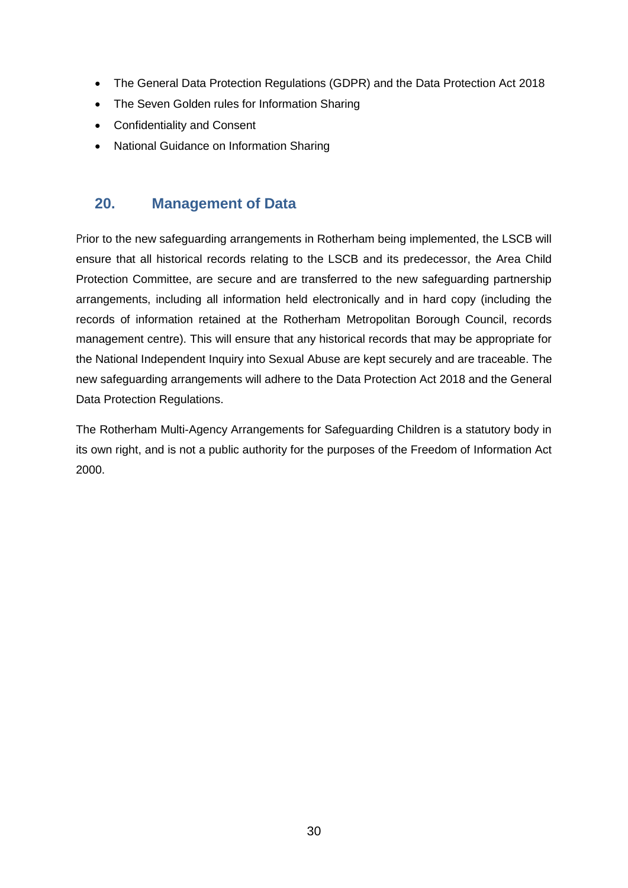- The General Data Protection Regulations (GDPR) and the Data Protection Act 2018
- The Seven Golden rules for Information Sharing
- Confidentiality and Consent
- National Guidance on Information Sharing

## 20. Management of Data

Prior to the new safeguarding arrangements in Rotherham being implemented, the LSCB will ensure that all historical records relating to the LSCB and its predecessor, the Area Child Protection Committee, are secure and are transferred to the new safeguarding partnership arrangements, including all information held electronically and in hard copy (including the records of information retained at the Rotherham Metropolitan Borough Council, records management centre). This will ensure that any historical records that may be appropriate for the National Independent Inquiry into Sexual Abuse are kept securely and are traceable. The new safeguarding arrangements will adhere to the Data Protection Act 2018 and the General Data Protection Regulations.

The Rotherham Multi-Agency Arrangements for Safeguarding Children is a statutory body in its own right, and is not a public authority for the purposes of the Freedom of Information Act 2000.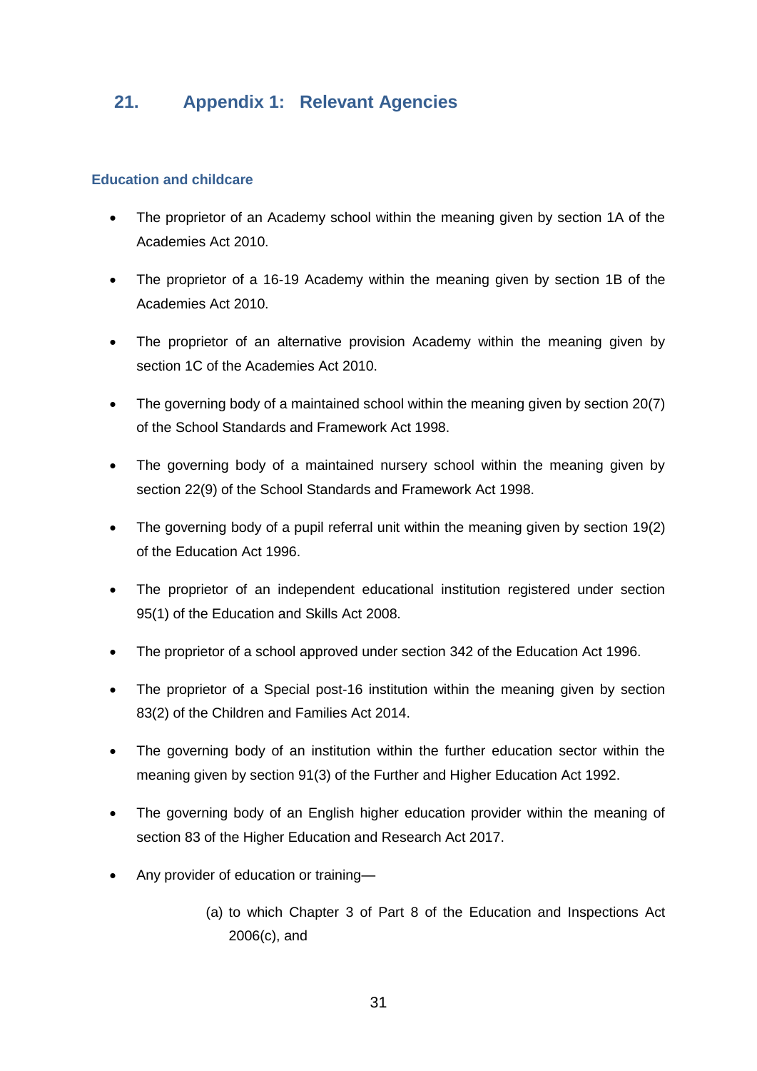## 21. Appendix 1: Relevant Agencies

### Education and childcare

- The proprietor of an Academy school within the meaning given by section 1A of the Academies Act 2010.
- The proprietor of a 16-19 Academy within the meaning given by section 1B of the Academies Act 2010.
- The proprietor of an alternative provision Academy within the meaning given by section 1C of the Academies Act 2010.
- The governing body of a maintained school within the meaning given by section 20(7) of the School Standards and Framework Act 1998.
- The governing body of a maintained nursery school within the meaning given by section 22(9) of the School Standards and Framework Act 1998.
- The governing body of a pupil referral unit within the meaning given by section 19(2) of the Education Act 1996.
- The proprietor of an independent educational institution registered under section 95(1) of the Education and Skills Act 2008.
- The proprietor of a school approved under section 342 of the Education Act 1996.
- The proprietor of a Special post-16 institution within the meaning given by section 83(2) of the Children and Families Act 2014.
- The governing body of an institution within the further education sector within the meaning given by section 91(3) of the Further and Higher Education Act 1992.
- The governing body of an English higher education provider within the meaning of section 83 of the Higher Education and Research Act 2017.
- Any provider of education or training—

  (a) to which Chapter 3 of Part 8 of the Education and Inspections Act 2006(c), and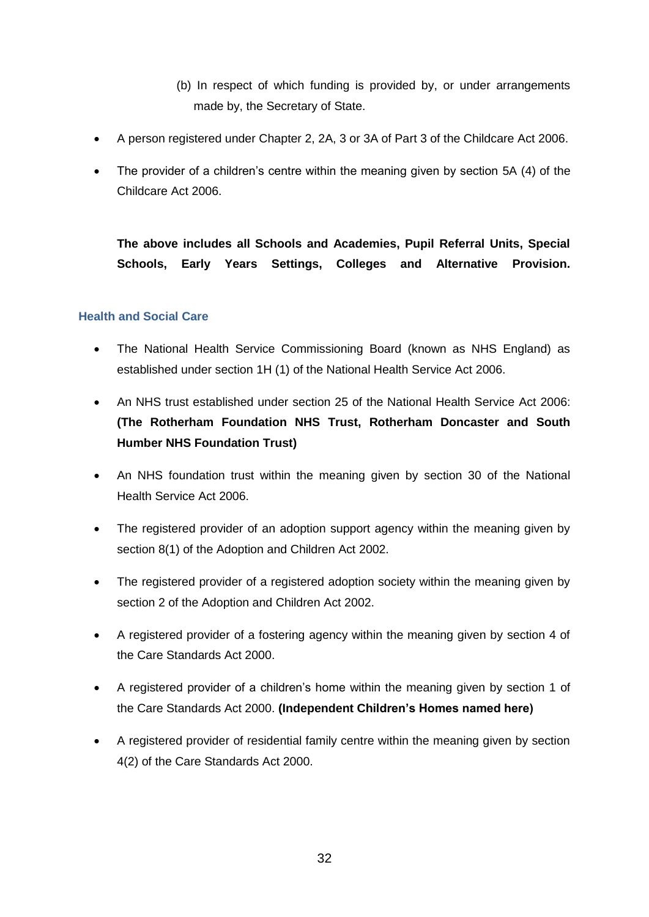(b) In respect of which funding is provided by, or under arrangements made by, the Secretary of State.

- A person registered under Chapter 2, 2A, 3 or 3A of Part 3 of the Childcare Act 2006.
- The provider of a children's centre within the meaning given by section 5A (4) of the Childcare Act 2006.

**The above includes all Schools and Academies, Pupil Referral Units, Special Schools, Early Years Settings, Colleges and Alternative Provision.**

### Health and Social Care

- The National Health Service Commissioning Board (known as NHS England) as established under section 1H (1) of the National Health Service Act 2006.
- An NHS trust established under section 25 of the National Health Service Act 2006: **(The Rotherham Foundation NHS Trust, Rotherham Doncaster and South Humber NHS Foundation Trust)**
- An NHS foundation trust within the meaning given by section 30 of the National Health Service Act 2006.
- The registered provider of an adoption support agency within the meaning given by section 8(1) of the Adoption and Children Act 2002.
- The registered provider of a registered adoption society within the meaning given by section 2 of the Adoption and Children Act 2002.
- A registered provider of a fostering agency within the meaning given by section 4 of the Care Standards Act 2000.
- A registered provider of a children's home within the meaning given by section 1 of the Care Standards Act 2000. **(Independent Children's Homes named here)**
- A registered provider of residential family centre within the meaning given by section 4(2) of the Care Standards Act 2000.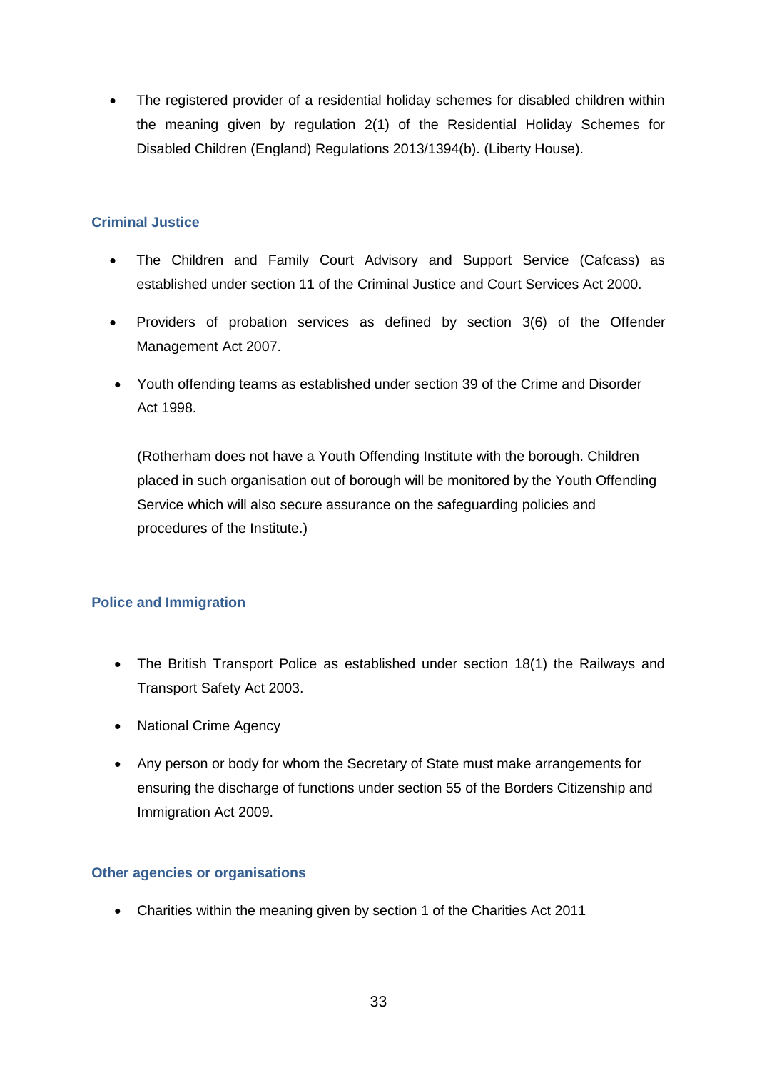- The registered provider of a residential holiday schemes for disabled children within the meaning given by regulation 2(1) of the Residential Holiday Schemes for Disabled Children (England) Regulations 2013/1394(b). (Liberty House).

### Criminal Justice

- The Children and Family Court Advisory and Support Service (Cafcass) as established under section 11 of the Criminal Justice and Court Services Act 2000.
- Providers of probation services as defined by section 3(6) of the Offender Management Act 2007.
- Youth offending teams as established under section 39 of the Crime and Disorder Act 1998.

  (Rotherham does not have a Youth Offending Institute with the borough. Children placed in such organisation out of borough will be monitored by the Youth Offending Service which will also secure assurance on the safeguarding policies and procedures of the Institute.)

### Police and Immigration

- The British Transport Police as established under section 18(1) the Railways and Transport Safety Act 2003.
- National Crime Agency
- Any person or body for whom the Secretary of State must make arrangements for ensuring the discharge of functions under section 55 of the Borders Citizenship and Immigration Act 2009.

### Other agencies or organisations

- Charities within the meaning given by section 1 of the Charities Act 2011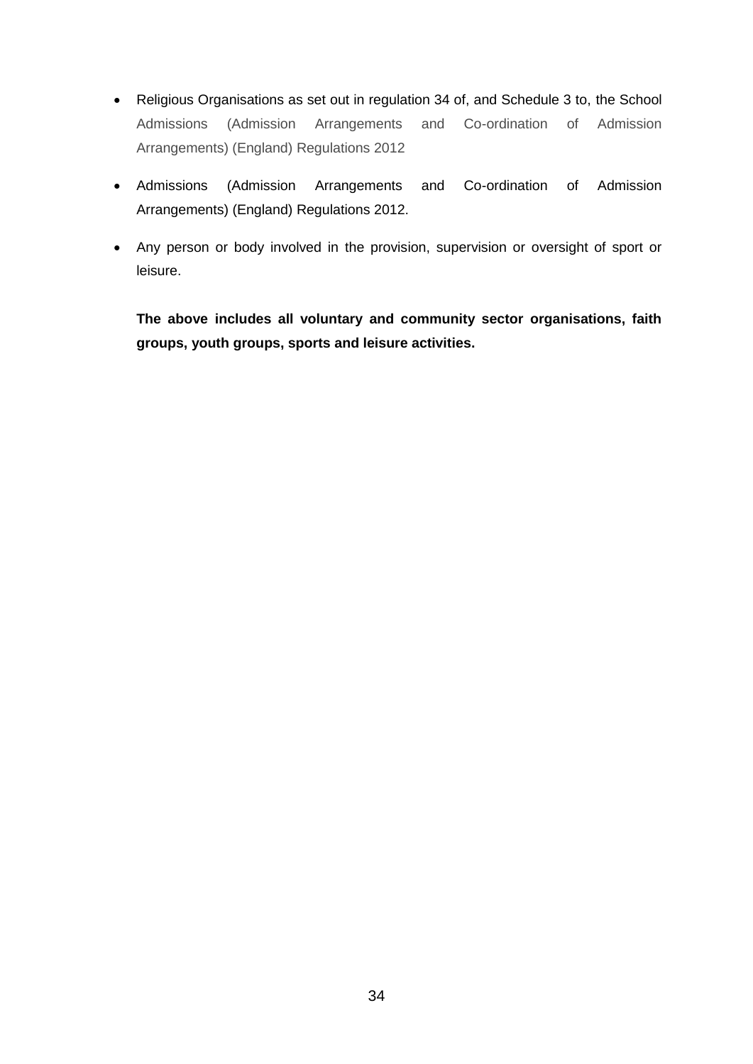- Religious Organisations as set out in regulation 34 of, and Schedule 3 to, the School Admissions (Admission Arrangements and Co-ordination of Admission Arrangements) (England) Regulations 2012
- Admissions (Admission Arrangements and Co-ordination of Admission Arrangements) (England) Regulations 2012.
- Any person or body involved in the provision, supervision or oversight of sport or leisure.

  **The above includes all voluntary and community sector organisations, faith groups, youth groups, sports and leisure activities.**